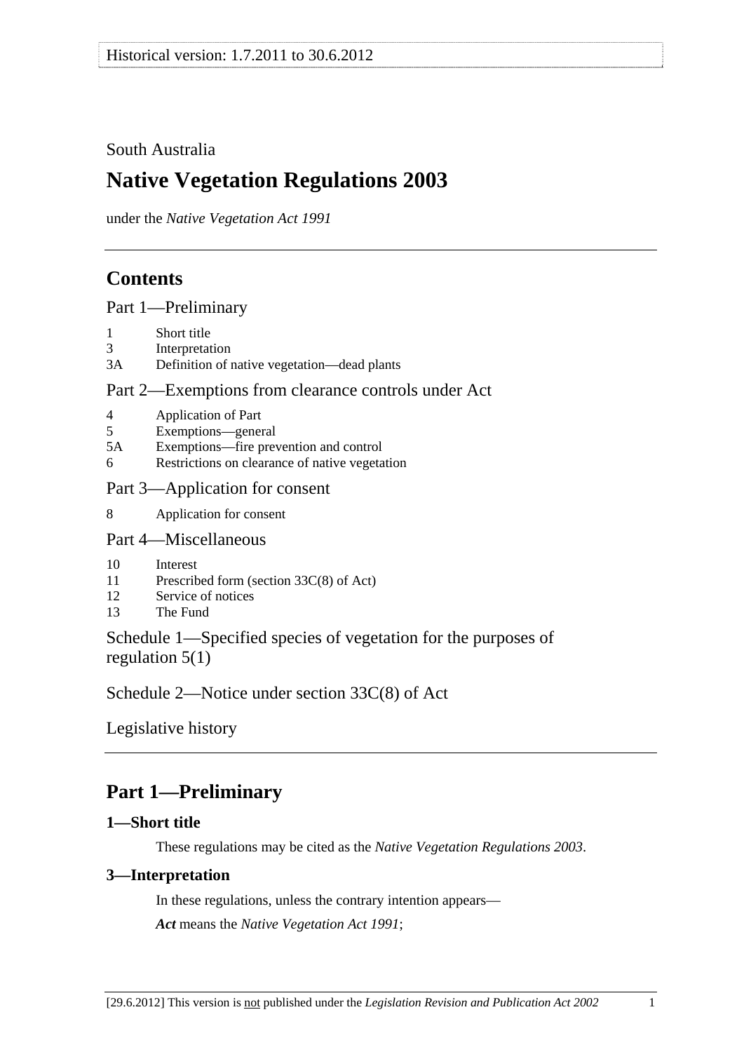South Australia

# Native Vegetation Regulations 2003

under the *Native Vegetation Act 1991*

## Contents

Part 1—Preliminary

1 Short title
3 Interpretation
3A Definition of native vegetation—dead plants

Part 2—Exemptions from clearance controls under Act

4 Application of Part
5 Exemptions—general
5A Exemptions—fire prevention and control
6 Restrictions on clearance of native vegetation

Part 3—Application for consent

8 Application for consent

Part 4—Miscellaneous

10 Interest
11 Prescribed form (section 33C(8) of Act)
12 Service of notices
13 The Fund

Schedule 1—Specified species of vegetation for the purposes of regulation 5(1)

Schedule 2—Notice under section 33C(8) of Act

Legislative history

## Part 1—Preliminary

### 1—Short title

These regulations may be cited as the *Native Vegetation Regulations 2003*.

### 3—Interpretation

In these regulations, unless the contrary intention appears—

***Act*** means the *Native Vegetation Act 1991*;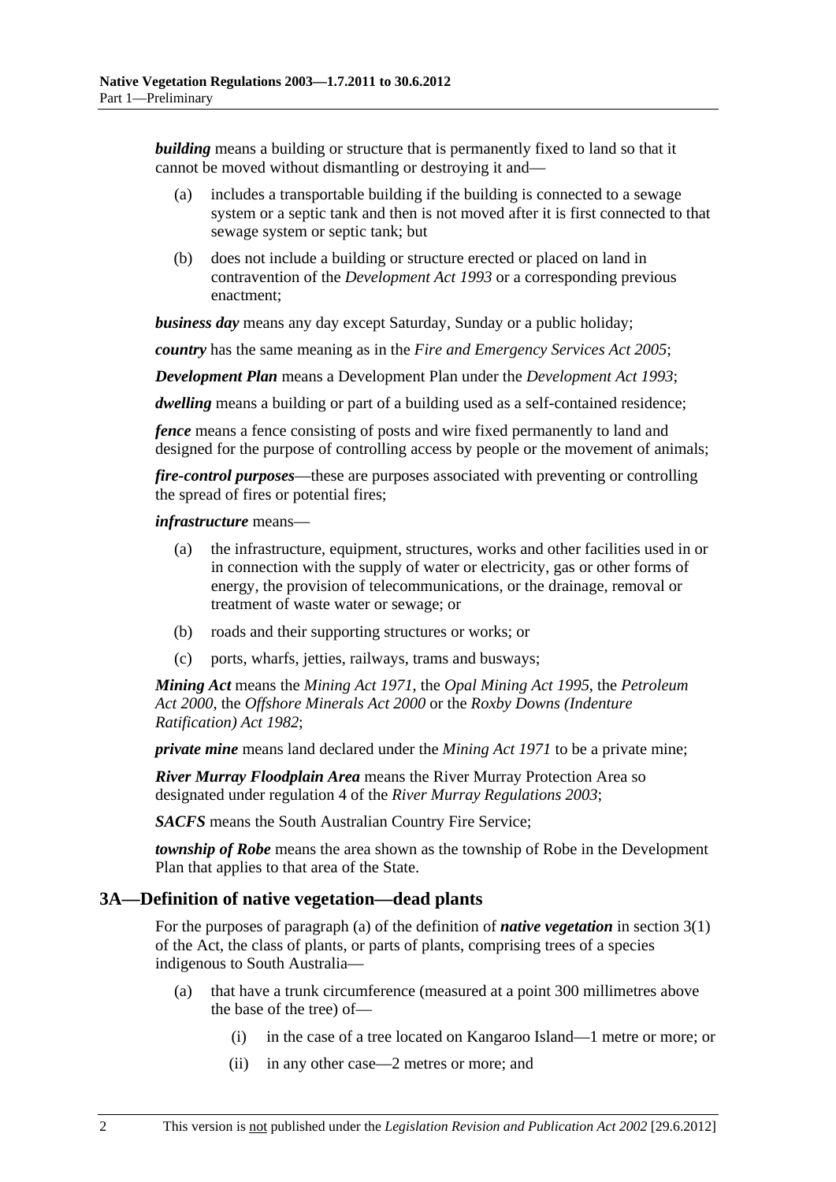***building*** means a building or structure that is permanently fixed to land so that it cannot be moved without dismantling or destroying it and—

(a) includes a transportable building if the building is connected to a sewage system or a septic tank and then is not moved after it is first connected to that sewage system or septic tank; but

(b) does not include a building or structure erected or placed on land in contravention of the *Development Act 1993* or a corresponding previous enactment;

***business day*** means any day except Saturday, Sunday or a public holiday;

***country*** has the same meaning as in the *Fire and Emergency Services Act 2005*;

***Development Plan*** means a Development Plan under the *Development Act 1993*;

***dwelling*** means a building or part of a building used as a self-contained residence;

***fence*** means a fence consisting of posts and wire fixed permanently to land and designed for the purpose of controlling access by people or the movement of animals;

***fire-control purposes***—these are purposes associated with preventing or controlling the spread of fires or potential fires;

***infrastructure*** means—

(a) the infrastructure, equipment, structures, works and other facilities used in or in connection with the supply of water or electricity, gas or other forms of energy, the provision of telecommunications, or the drainage, removal or treatment of waste water or sewage; or

(b) roads and their supporting structures or works; or

(c) ports, wharfs, jetties, railways, trams and busways;

***Mining Act*** means the *Mining Act 1971*, the *Opal Mining Act 1995*, the *Petroleum Act 2000*, the *Offshore Minerals Act 2000* or the *Roxby Downs (Indenture Ratification) Act 1982*;

***private mine*** means land declared under the *Mining Act 1971* to be a private mine;

***River Murray Floodplain Area*** means the River Murray Protection Area so designated under regulation 4 of the *River Murray Regulations 2003*;

***SACFS*** means the South Australian Country Fire Service;

***township of Robe*** means the area shown as the township of Robe in the Development Plan that applies to that area of the State.

## 3A—Definition of native vegetation—dead plants

For the purposes of paragraph (a) of the definition of ***native vegetation*** in section 3(1) of the Act, the class of plants, or parts of plants, comprising trees of a species indigenous to South Australia—

(a) that have a trunk circumference (measured at a point 300 millimetres above the base of the tree) of—

(i) in the case of a tree located on Kangaroo Island—1 metre or more; or

(ii) in any other case—2 metres or more; and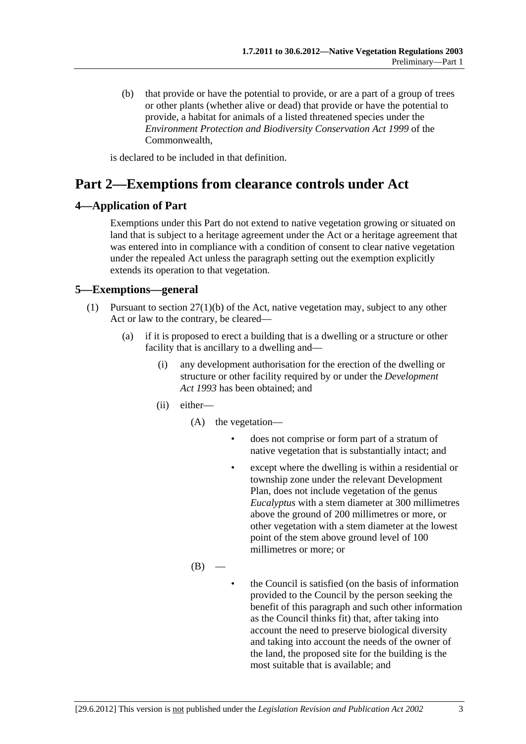(b) that provide or have the potential to provide, or are a part of a group of trees or other plants (whether alive or dead) that provide or have the potential to provide, a habitat for animals of a listed threatened species under the *Environment Protection and Biodiversity Conservation Act 1999* of the Commonwealth,

is declared to be included in that definition.

# Part 2—Exemptions from clearance controls under Act

## 4—Application of Part

Exemptions under this Part do not extend to native vegetation growing or situated on land that is subject to a heritage agreement under the Act or a heritage agreement that was entered into in compliance with a condition of consent to clear native vegetation under the repealed Act unless the paragraph setting out the exemption explicitly extends its operation to that vegetation.

## 5—Exemptions—general

(1) Pursuant to section 27(1)(b) of the Act, native vegetation may, subject to any other Act or law to the contrary, be cleared—

(a) if it is proposed to erect a building that is a dwelling or a structure or other facility that is ancillary to a dwelling and—

(i) any development authorisation for the erection of the dwelling or structure or other facility required by or under the *Development Act 1993* has been obtained; and

(ii) either—

(A) the vegetation—

- does not comprise or form part of a stratum of native vegetation that is substantially intact; and
- except where the dwelling is within a residential or township zone under the relevant Development Plan, does not include vegetation of the genus *Eucalyptus* with a stem diameter at 300 millimetres above the ground of 200 millimetres or more, or other vegetation with a stem diameter at the lowest point of the stem above ground level of 100 millimetres or more; or

(B) —

- the Council is satisfied (on the basis of information provided to the Council by the person seeking the benefit of this paragraph and such other information as the Council thinks fit) that, after taking into account the need to preserve biological diversity and taking into account the needs of the owner of the land, the proposed site for the building is the most suitable that is available; and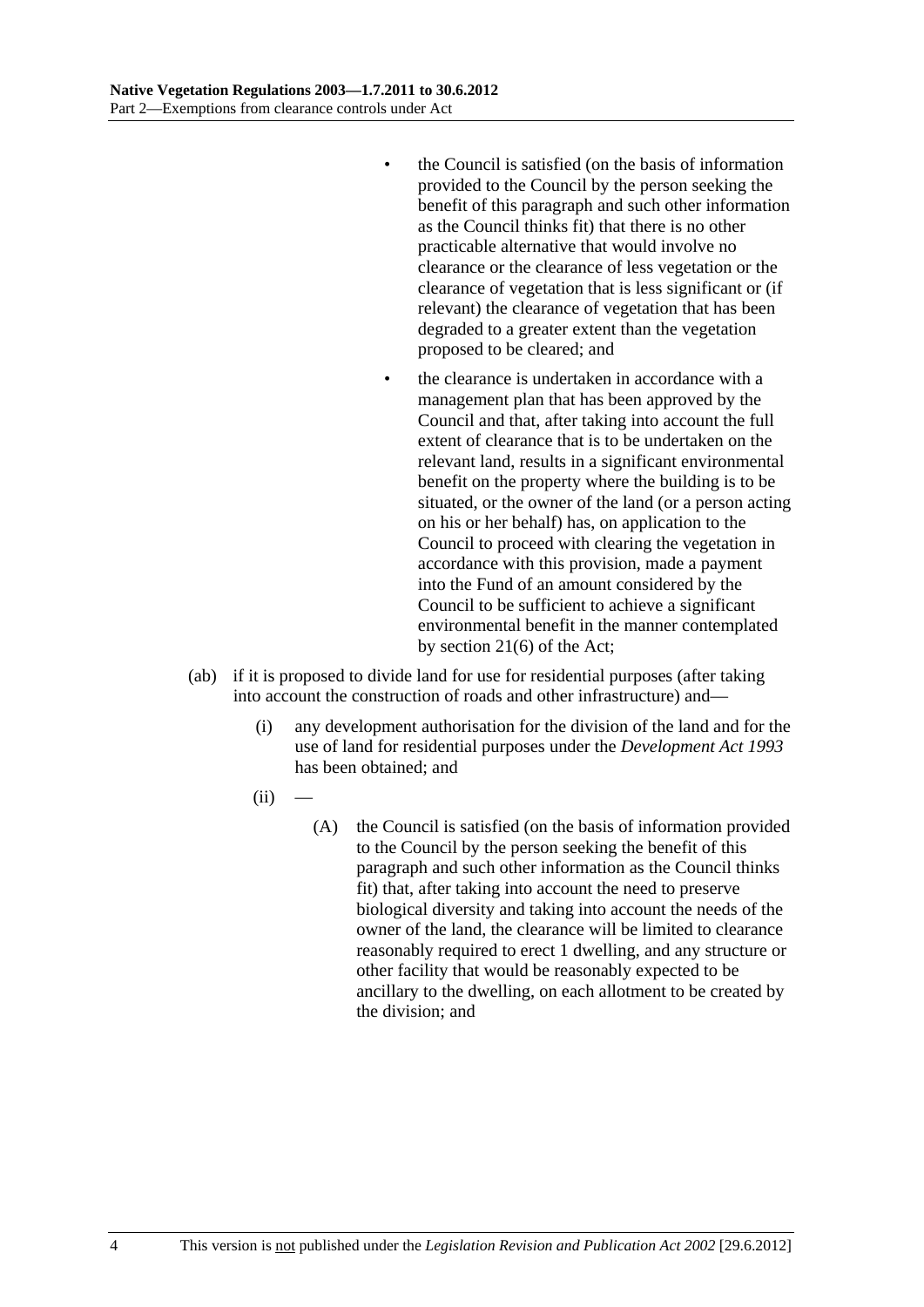- the Council is satisfied (on the basis of information provided to the Council by the person seeking the benefit of this paragraph and such other information as the Council thinks fit) that there is no other practicable alternative that would involve no clearance or the clearance of less vegetation or the clearance of vegetation that is less significant or (if relevant) the clearance of vegetation that has been degraded to a greater extent than the vegetation proposed to be cleared; and

- the clearance is undertaken in accordance with a management plan that has been approved by the Council and that, after taking into account the full extent of clearance that is to be undertaken on the relevant land, results in a significant environmental benefit on the property where the building is to be situated, or the owner of the land (or a person acting on his or her behalf) has, on application to the Council to proceed with clearing the vegetation in accordance with this provision, made a payment into the Fund of an amount considered by the Council to be sufficient to achieve a significant environmental benefit in the manner contemplated by section 21(6) of the Act;

(ab) if it is proposed to divide land for use for residential purposes (after taking into account the construction of roads and other infrastructure) and—

(i) any development authorisation for the division of the land and for the use of land for residential purposes under the *Development Act 1993* has been obtained; and

(ii) —

(A) the Council is satisfied (on the basis of information provided to the Council by the person seeking the benefit of this paragraph and such other information as the Council thinks fit) that, after taking into account the need to preserve biological diversity and taking into account the needs of the owner of the land, the clearance will be limited to clearance reasonably required to erect 1 dwelling, and any structure or other facility that would be reasonably expected to be ancillary to the dwelling, on each allotment to be created by the division; and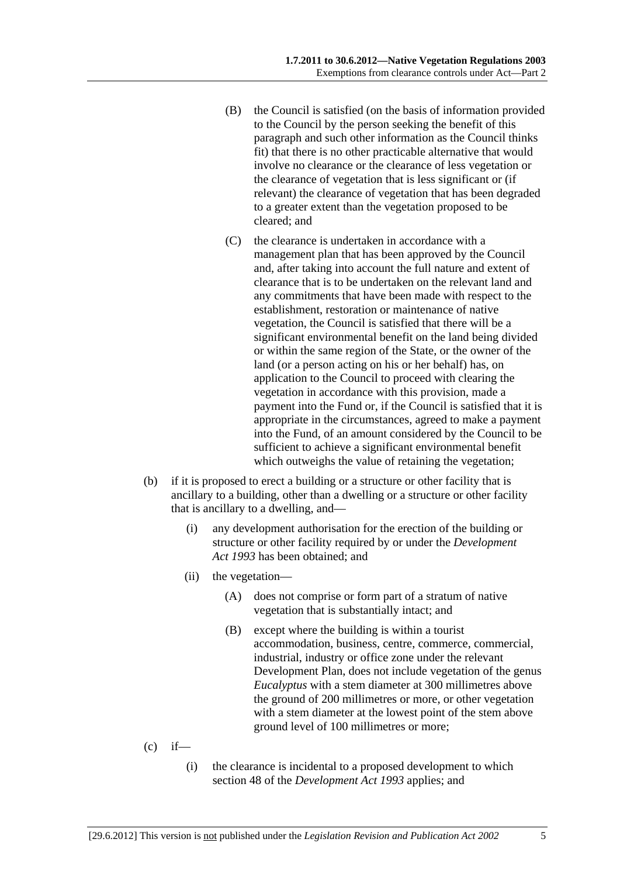(B) the Council is satisfied (on the basis of information provided to the Council by the person seeking the benefit of this paragraph and such other information as the Council thinks fit) that there is no other practicable alternative that would involve no clearance or the clearance of less vegetation or the clearance of vegetation that is less significant or (if relevant) the clearance of vegetation that has been degraded to a greater extent than the vegetation proposed to be cleared; and

(C) the clearance is undertaken in accordance with a management plan that has been approved by the Council and, after taking into account the full nature and extent of clearance that is to be undertaken on the relevant land and any commitments that have been made with respect to the establishment, restoration or maintenance of native vegetation, the Council is satisfied that there will be a significant environmental benefit on the land being divided or within the same region of the State, or the owner of the land (or a person acting on his or her behalf) has, on application to the Council to proceed with clearing the vegetation in accordance with this provision, made a payment into the Fund or, if the Council is satisfied that it is appropriate in the circumstances, agreed to make a payment into the Fund, of an amount considered by the Council to be sufficient to achieve a significant environmental benefit which outweighs the value of retaining the vegetation;

(b) if it is proposed to erect a building or a structure or other facility that is ancillary to a building, other than a dwelling or a structure or other facility that is ancillary to a dwelling, and—

(i) any development authorisation for the erection of the building or structure or other facility required by or under the *Development Act 1993* has been obtained; and

(ii) the vegetation—

(A) does not comprise or form part of a stratum of native vegetation that is substantially intact; and

(B) except where the building is within a tourist accommodation, business, centre, commerce, commercial, industrial, industry or office zone under the relevant Development Plan, does not include vegetation of the genus *Eucalyptus* with a stem diameter at 300 millimetres above the ground of 200 millimetres or more, or other vegetation with a stem diameter at the lowest point of the stem above ground level of 100 millimetres or more;

(c) if—

(i) the clearance is incidental to a proposed development to which section 48 of the *Development Act 1993* applies; and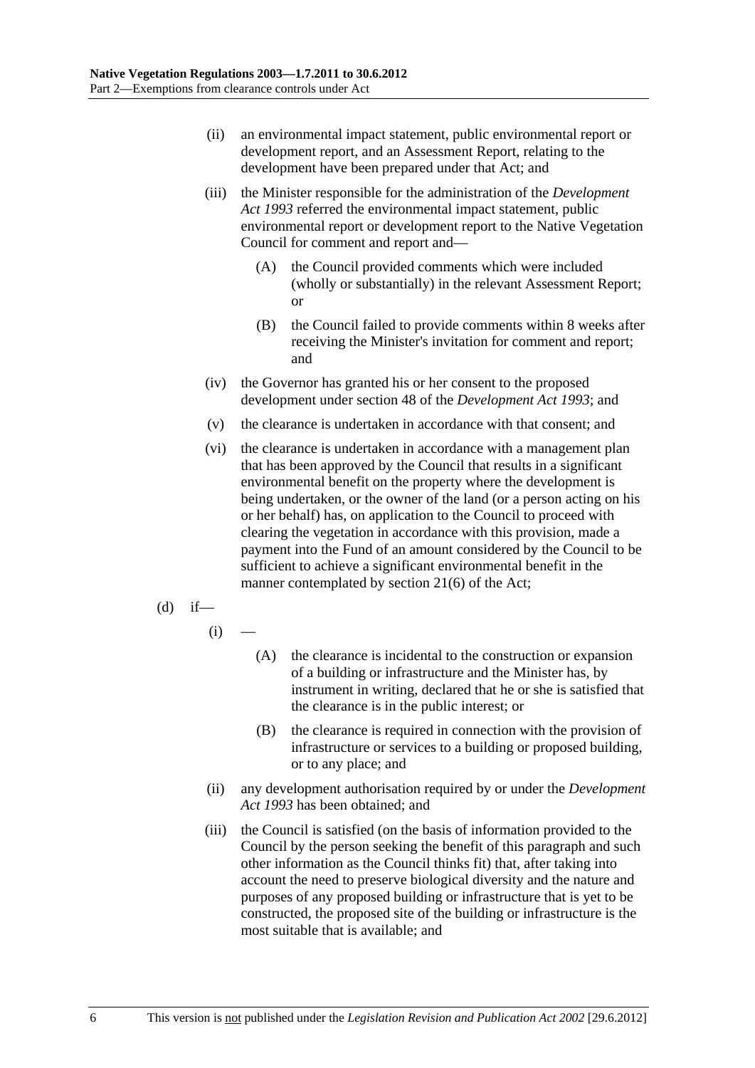(ii) an environmental impact statement, public environmental report or development report, and an Assessment Report, relating to the development have been prepared under that Act; and

(iii) the Minister responsible for the administration of the *Development Act 1993* referred the environmental impact statement, public environmental report or development report to the Native Vegetation Council for comment and report and—

(A) the Council provided comments which were included (wholly or substantially) in the relevant Assessment Report; or

(B) the Council failed to provide comments within 8 weeks after receiving the Minister's invitation for comment and report; and

(iv) the Governor has granted his or her consent to the proposed development under section 48 of the *Development Act 1993*; and

(v) the clearance is undertaken in accordance with that consent; and

(vi) the clearance is undertaken in accordance with a management plan that has been approved by the Council that results in a significant environmental benefit on the property where the development is being undertaken, or the owner of the land (or a person acting on his or her behalf) has, on application to the Council to proceed with clearing the vegetation in accordance with this provision, made a payment into the Fund of an amount considered by the Council to be sufficient to achieve a significant environmental benefit in the manner contemplated by section 21(6) of the Act;

(d) if—

(i) —

(A) the clearance is incidental to the construction or expansion of a building or infrastructure and the Minister has, by instrument in writing, declared that he or she is satisfied that the clearance is in the public interest; or

(B) the clearance is required in connection with the provision of infrastructure or services to a building or proposed building, or to any place; and

(ii) any development authorisation required by or under the *Development Act 1993* has been obtained; and

(iii) the Council is satisfied (on the basis of information provided to the Council by the person seeking the benefit of this paragraph and such other information as the Council thinks fit) that, after taking into account the need to preserve biological diversity and the nature and purposes of any proposed building or infrastructure that is yet to be constructed, the proposed site of the building or infrastructure is the most suitable that is available; and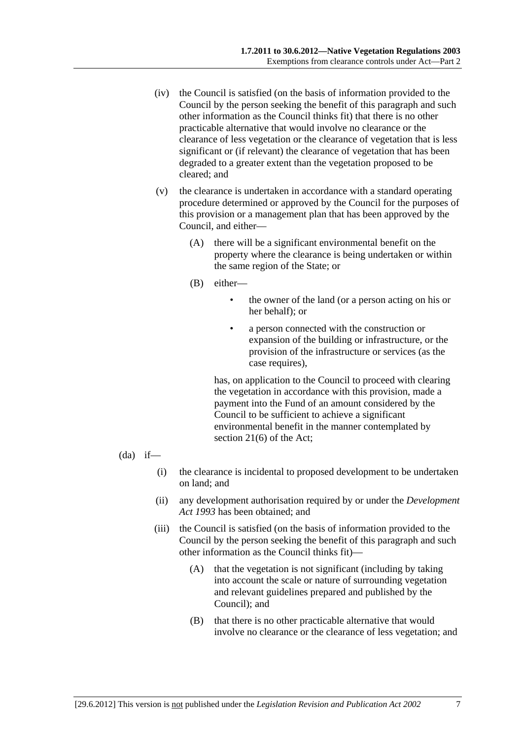(iv) the Council is satisfied (on the basis of information provided to the Council by the person seeking the benefit of this paragraph and such other information as the Council thinks fit) that there is no other practicable alternative that would involve no clearance or the clearance of less vegetation or the clearance of vegetation that is less significant or (if relevant) the clearance of vegetation that has been degraded to a greater extent than the vegetation proposed to be cleared; and

(v) the clearance is undertaken in accordance with a standard operating procedure determined or approved by the Council for the purposes of this provision or a management plan that has been approved by the Council, and either—

(A) there will be a significant environmental benefit on the property where the clearance is being undertaken or within the same region of the State; or

(B) either—

- the owner of the land (or a person acting on his or her behalf); or
- a person connected with the construction or expansion of the building or infrastructure, or the provision of the infrastructure or services (as the case requires),

has, on application to the Council to proceed with clearing the vegetation in accordance with this provision, made a payment into the Fund of an amount considered by the Council to be sufficient to achieve a significant environmental benefit in the manner contemplated by section 21(6) of the Act;

(da) if—

(i) the clearance is incidental to proposed development to be undertaken on land; and

(ii) any development authorisation required by or under the *Development Act 1993* has been obtained; and

(iii) the Council is satisfied (on the basis of information provided to the Council by the person seeking the benefit of this paragraph and such other information as the Council thinks fit)—

(A) that the vegetation is not significant (including by taking into account the scale or nature of surrounding vegetation and relevant guidelines prepared and published by the Council); and

(B) that there is no other practicable alternative that would involve no clearance or the clearance of less vegetation; and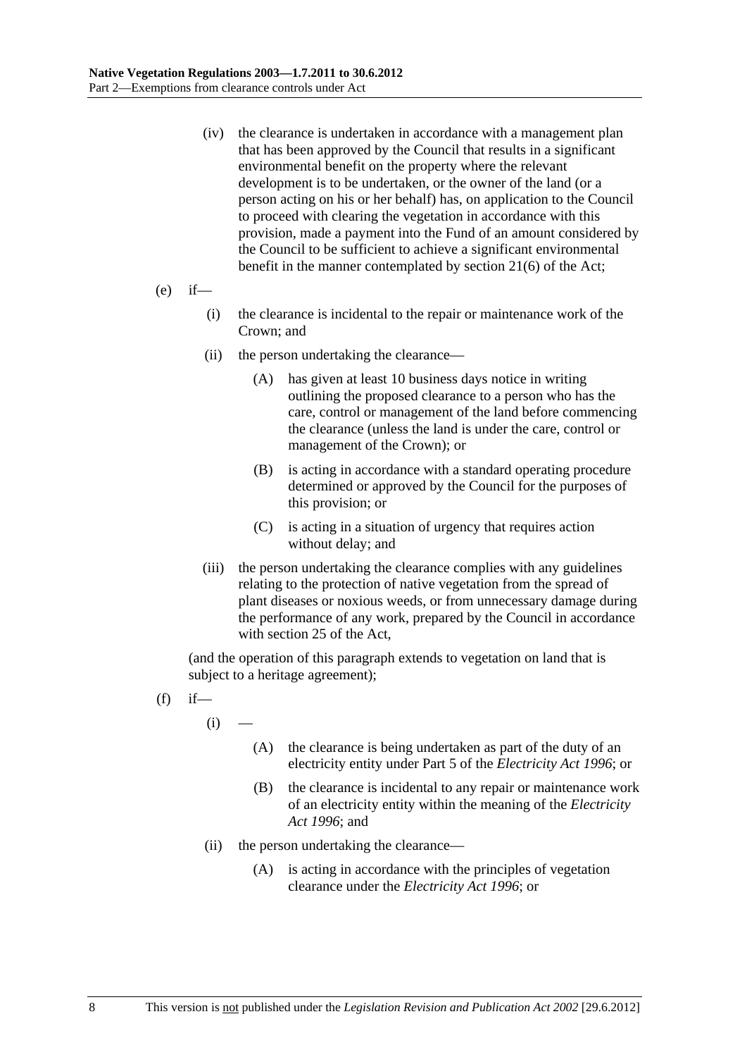(iv) the clearance is undertaken in accordance with a management plan that has been approved by the Council that results in a significant environmental benefit on the property where the relevant development is to be undertaken, or the owner of the land (or a person acting on his or her behalf) has, on application to the Council to proceed with clearing the vegetation in accordance with this provision, made a payment into the Fund of an amount considered by the Council to be sufficient to achieve a significant environmental benefit in the manner contemplated by section 21(6) of the Act;

(e) if—

(i) the clearance is incidental to the repair or maintenance work of the Crown; and

(ii) the person undertaking the clearance—

(A) has given at least 10 business days notice in writing outlining the proposed clearance to a person who has the care, control or management of the land before commencing the clearance (unless the land is under the care, control or management of the Crown); or

(B) is acting in accordance with a standard operating procedure determined or approved by the Council for the purposes of this provision; or

(C) is acting in a situation of urgency that requires action without delay; and

(iii) the person undertaking the clearance complies with any guidelines relating to the protection of native vegetation from the spread of plant diseases or noxious weeds, or from unnecessary damage during the performance of any work, prepared by the Council in accordance with section 25 of the Act,

(and the operation of this paragraph extends to vegetation on land that is subject to a heritage agreement);

(f) if—

(i) —

(A) the clearance is being undertaken as part of the duty of an electricity entity under Part 5 of the *Electricity Act 1996*; or

(B) the clearance is incidental to any repair or maintenance work of an electricity entity within the meaning of the *Electricity Act 1996*; and

(ii) the person undertaking the clearance—

(A) is acting in accordance with the principles of vegetation clearance under the *Electricity Act 1996*; or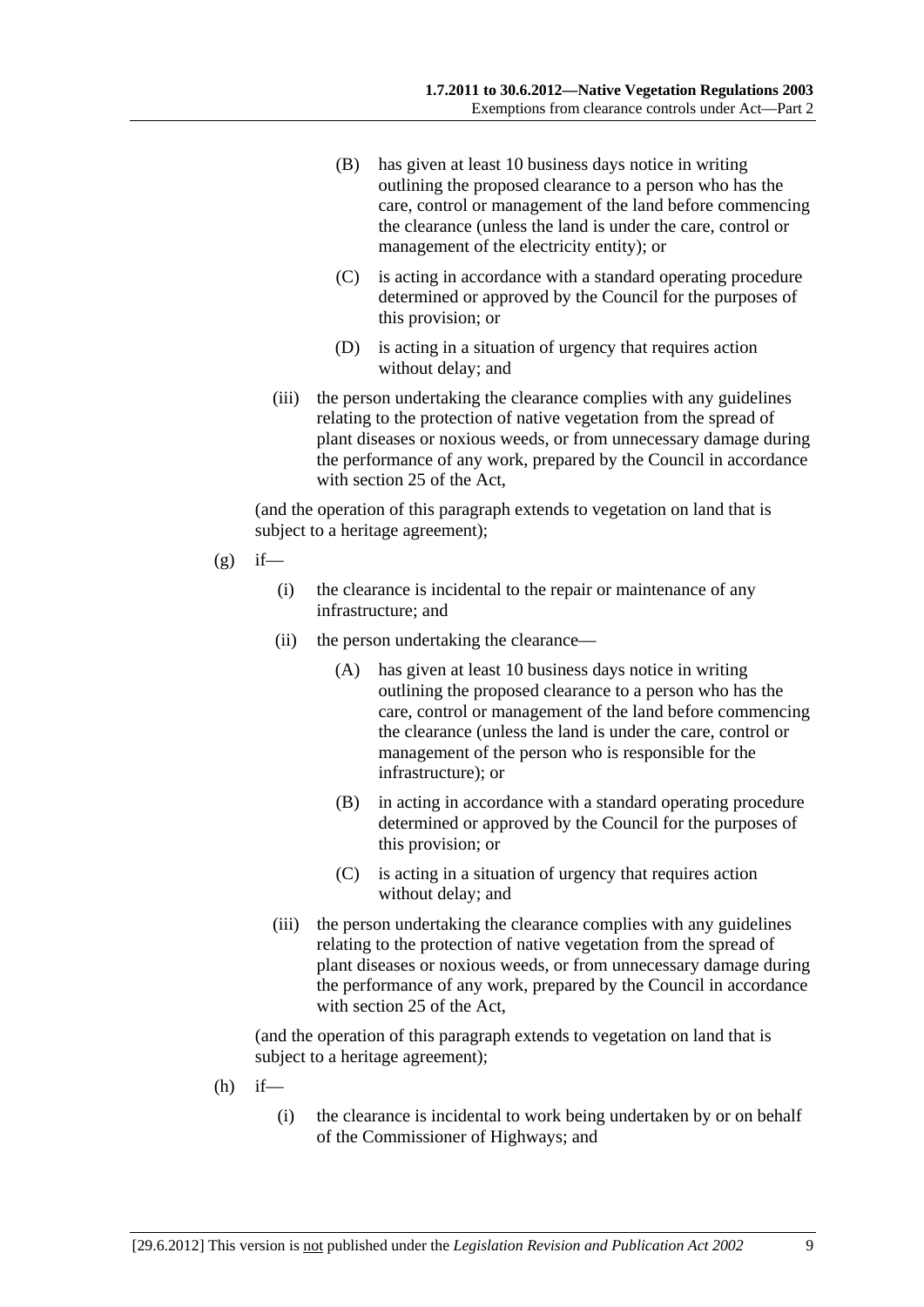(B) has given at least 10 business days notice in writing outlining the proposed clearance to a person who has the care, control or management of the land before commencing the clearance (unless the land is under the care, control or management of the electricity entity); or

(C) is acting in accordance with a standard operating procedure determined or approved by the Council for the purposes of this provision; or

(D) is acting in a situation of urgency that requires action without delay; and

(iii) the person undertaking the clearance complies with any guidelines relating to the protection of native vegetation from the spread of plant diseases or noxious weeds, or from unnecessary damage during the performance of any work, prepared by the Council in accordance with section 25 of the Act,

(and the operation of this paragraph extends to vegetation on land that is subject to a heritage agreement);

(g) if—

(i) the clearance is incidental to the repair or maintenance of any infrastructure; and

(ii) the person undertaking the clearance—

(A) has given at least 10 business days notice in writing outlining the proposed clearance to a person who has the care, control or management of the land before commencing the clearance (unless the land is under the care, control or management of the person who is responsible for the infrastructure); or

(B) in acting in accordance with a standard operating procedure determined or approved by the Council for the purposes of this provision; or

(C) is acting in a situation of urgency that requires action without delay; and

(iii) the person undertaking the clearance complies with any guidelines relating to the protection of native vegetation from the spread of plant diseases or noxious weeds, or from unnecessary damage during the performance of any work, prepared by the Council in accordance with section 25 of the Act,

(and the operation of this paragraph extends to vegetation on land that is subject to a heritage agreement);

(h) if—

(i) the clearance is incidental to work being undertaken by or on behalf of the Commissioner of Highways; and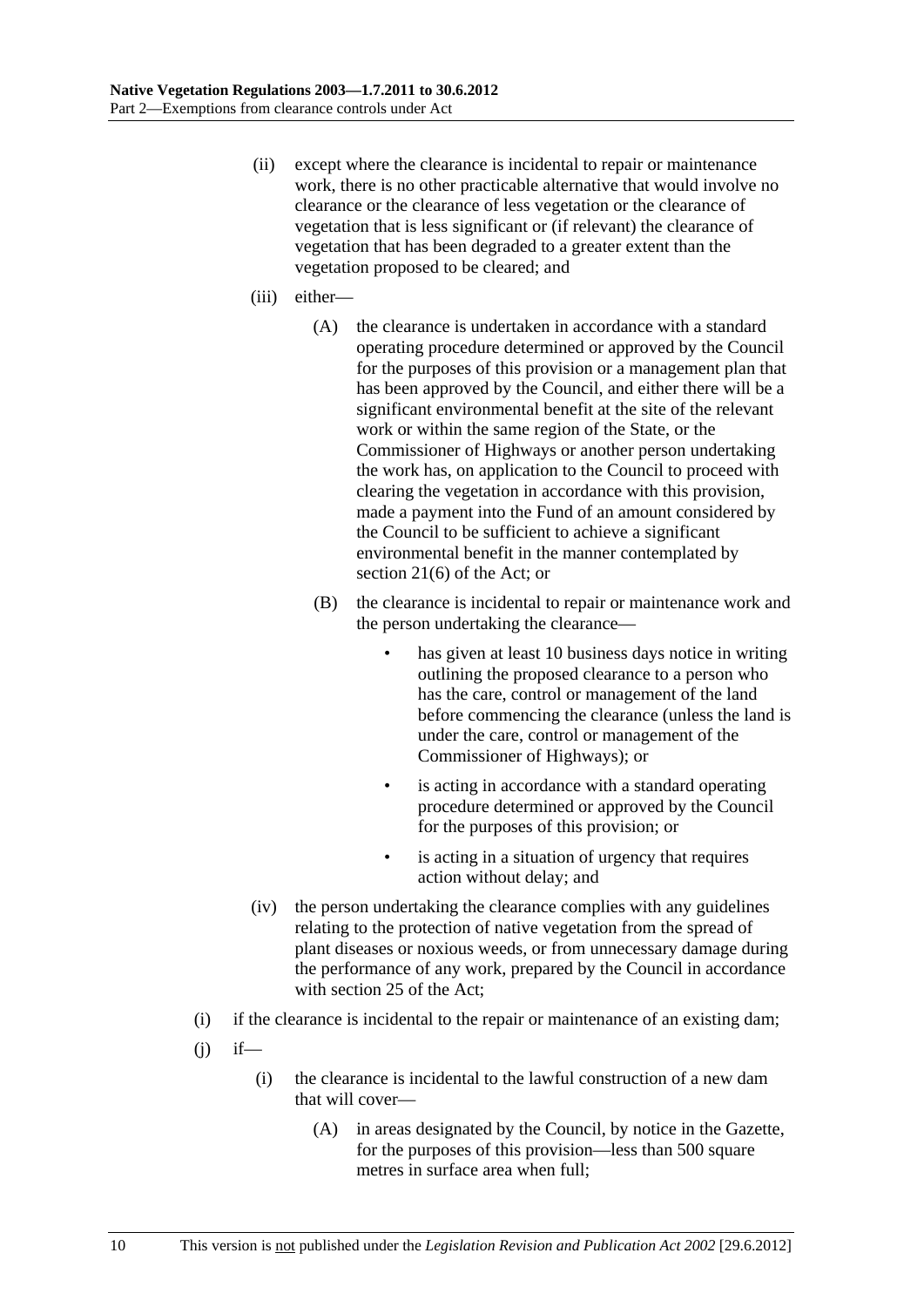(ii) except where the clearance is incidental to repair or maintenance work, there is no other practicable alternative that would involve no clearance or the clearance of less vegetation or the clearance of vegetation that is less significant or (if relevant) the clearance of vegetation that has been degraded to a greater extent than the vegetation proposed to be cleared; and

(iii) either—

(A) the clearance is undertaken in accordance with a standard operating procedure determined or approved by the Council for the purposes of this provision or a management plan that has been approved by the Council, and either there will be a significant environmental benefit at the site of the relevant work or within the same region of the State, or the Commissioner of Highways or another person undertaking the work has, on application to the Council to proceed with clearing the vegetation in accordance with this provision, made a payment into the Fund of an amount considered by the Council to be sufficient to achieve a significant environmental benefit in the manner contemplated by section 21(6) of the Act; or

(B) the clearance is incidental to repair or maintenance work and the person undertaking the clearance—

- has given at least 10 business days notice in writing outlining the proposed clearance to a person who has the care, control or management of the land before commencing the clearance (unless the land is under the care, control or management of the Commissioner of Highways); or
- is acting in accordance with a standard operating procedure determined or approved by the Council for the purposes of this provision; or
- is acting in a situation of urgency that requires action without delay; and

(iv) the person undertaking the clearance complies with any guidelines relating to the protection of native vegetation from the spread of plant diseases or noxious weeds, or from unnecessary damage during the performance of any work, prepared by the Council in accordance with section 25 of the Act;

(i) if the clearance is incidental to the repair or maintenance of an existing dam;

(j) if—

(i) the clearance is incidental to the lawful construction of a new dam that will cover—

(A) in areas designated by the Council, by notice in the Gazette, for the purposes of this provision—less than 500 square metres in surface area when full;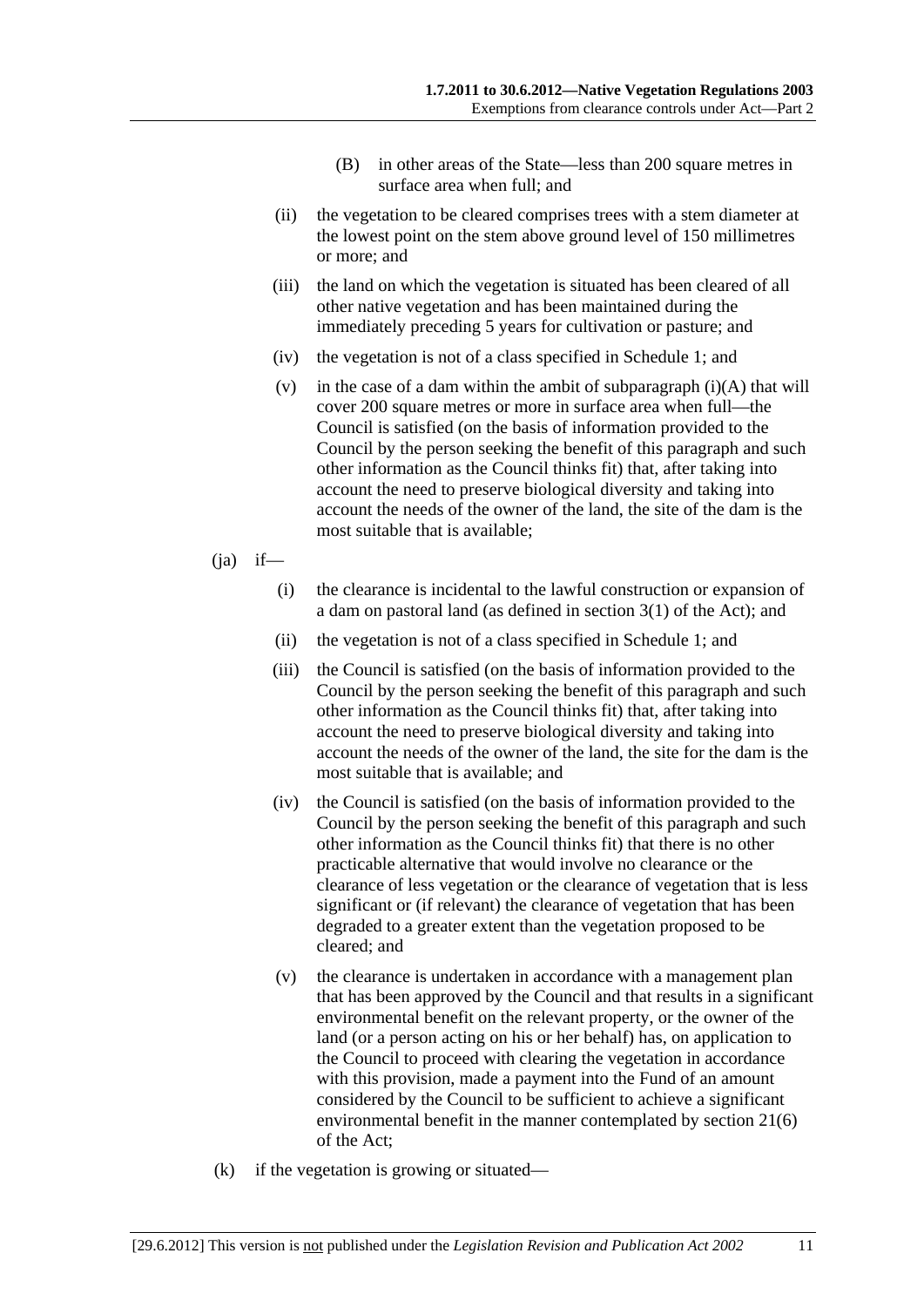(B) in other areas of the State—less than 200 square metres in surface area when full; and

(ii) the vegetation to be cleared comprises trees with a stem diameter at the lowest point on the stem above ground level of 150 millimetres or more; and

(iii) the land on which the vegetation is situated has been cleared of all other native vegetation and has been maintained during the immediately preceding 5 years for cultivation or pasture; and

(iv) the vegetation is not of a class specified in Schedule 1; and

(v) in the case of a dam within the ambit of subparagraph (i)(A) that will cover 200 square metres or more in surface area when full—the Council is satisfied (on the basis of information provided to the Council by the person seeking the benefit of this paragraph and such other information as the Council thinks fit) that, after taking into account the need to preserve biological diversity and taking into account the needs of the owner of the land, the site of the dam is the most suitable that is available;

(ja) if—

(i) the clearance is incidental to the lawful construction or expansion of a dam on pastoral land (as defined in section 3(1) of the Act); and

(ii) the vegetation is not of a class specified in Schedule 1; and

(iii) the Council is satisfied (on the basis of information provided to the Council by the person seeking the benefit of this paragraph and such other information as the Council thinks fit) that, after taking into account the need to preserve biological diversity and taking into account the needs of the owner of the land, the site for the dam is the most suitable that is available; and

(iv) the Council is satisfied (on the basis of information provided to the Council by the person seeking the benefit of this paragraph and such other information as the Council thinks fit) that there is no other practicable alternative that would involve no clearance or the clearance of less vegetation or the clearance of vegetation that is less significant or (if relevant) the clearance of vegetation that has been degraded to a greater extent than the vegetation proposed to be cleared; and

(v) the clearance is undertaken in accordance with a management plan that has been approved by the Council and that results in a significant environmental benefit on the relevant property, or the owner of the land (or a person acting on his or her behalf) has, on application to the Council to proceed with clearing the vegetation in accordance with this provision, made a payment into the Fund of an amount considered by the Council to be sufficient to achieve a significant environmental benefit in the manner contemplated by section 21(6) of the Act;

(k) if the vegetation is growing or situated—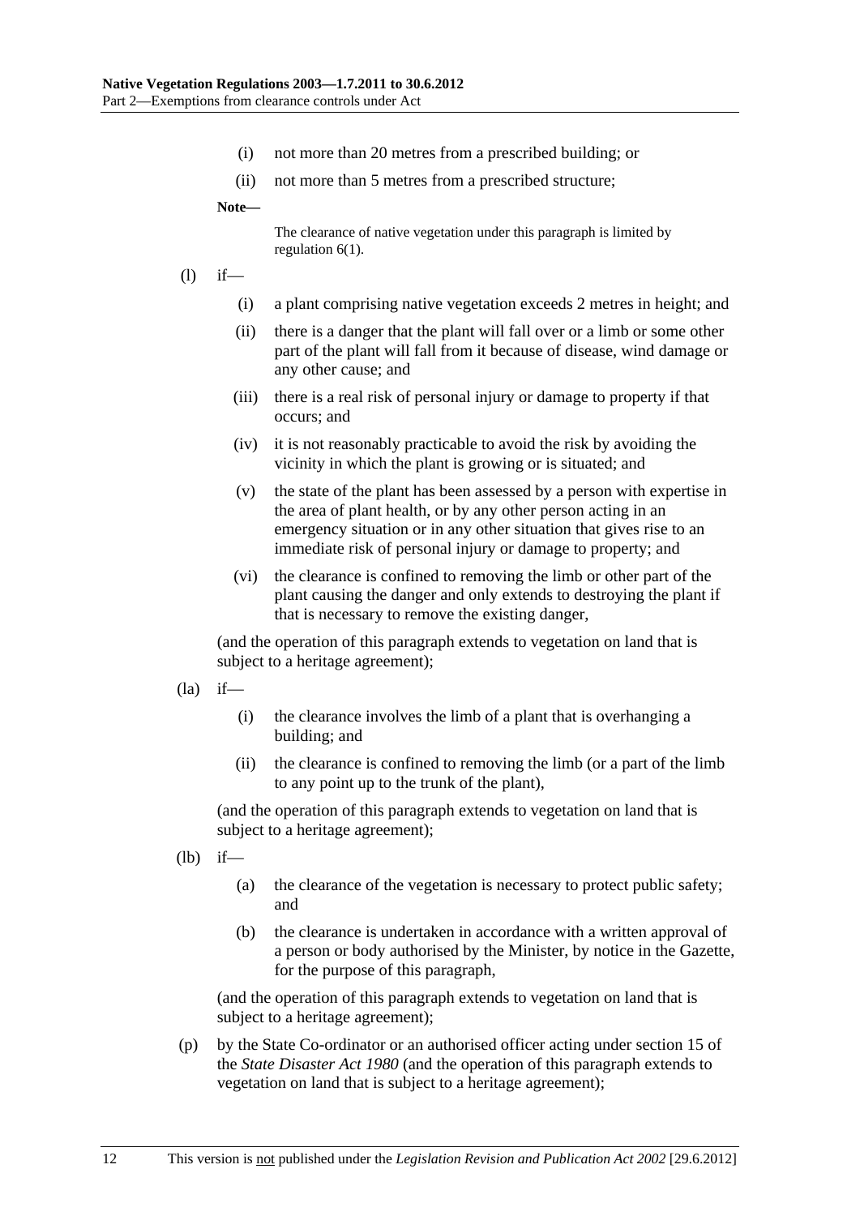(i) not more than 20 metres from a prescribed building; or

(ii) not more than 5 metres from a prescribed structure;

**Note—**

The clearance of native vegetation under this paragraph is limited by regulation 6(1).

(l) if—

(i) a plant comprising native vegetation exceeds 2 metres in height; and

(ii) there is a danger that the plant will fall over or a limb or some other part of the plant will fall from it because of disease, wind damage or any other cause; and

(iii) there is a real risk of personal injury or damage to property if that occurs; and

(iv) it is not reasonably practicable to avoid the risk by avoiding the vicinity in which the plant is growing or is situated; and

(v) the state of the plant has been assessed by a person with expertise in the area of plant health, or by any other person acting in an emergency situation or in any other situation that gives rise to an immediate risk of personal injury or damage to property; and

(vi) the clearance is confined to removing the limb or other part of the plant causing the danger and only extends to destroying the plant if that is necessary to remove the existing danger,

(and the operation of this paragraph extends to vegetation on land that is subject to a heritage agreement);

(la) if—

(i) the clearance involves the limb of a plant that is overhanging a building; and

(ii) the clearance is confined to removing the limb (or a part of the limb to any point up to the trunk of the plant),

(and the operation of this paragraph extends to vegetation on land that is subject to a heritage agreement);

(lb) if—

(a) the clearance of the vegetation is necessary to protect public safety; and

(b) the clearance is undertaken in accordance with a written approval of a person or body authorised by the Minister, by notice in the Gazette, for the purpose of this paragraph,

(and the operation of this paragraph extends to vegetation on land that is subject to a heritage agreement);

(p) by the State Co-ordinator or an authorised officer acting under section 15 of the *State Disaster Act 1980* (and the operation of this paragraph extends to vegetation on land that is subject to a heritage agreement);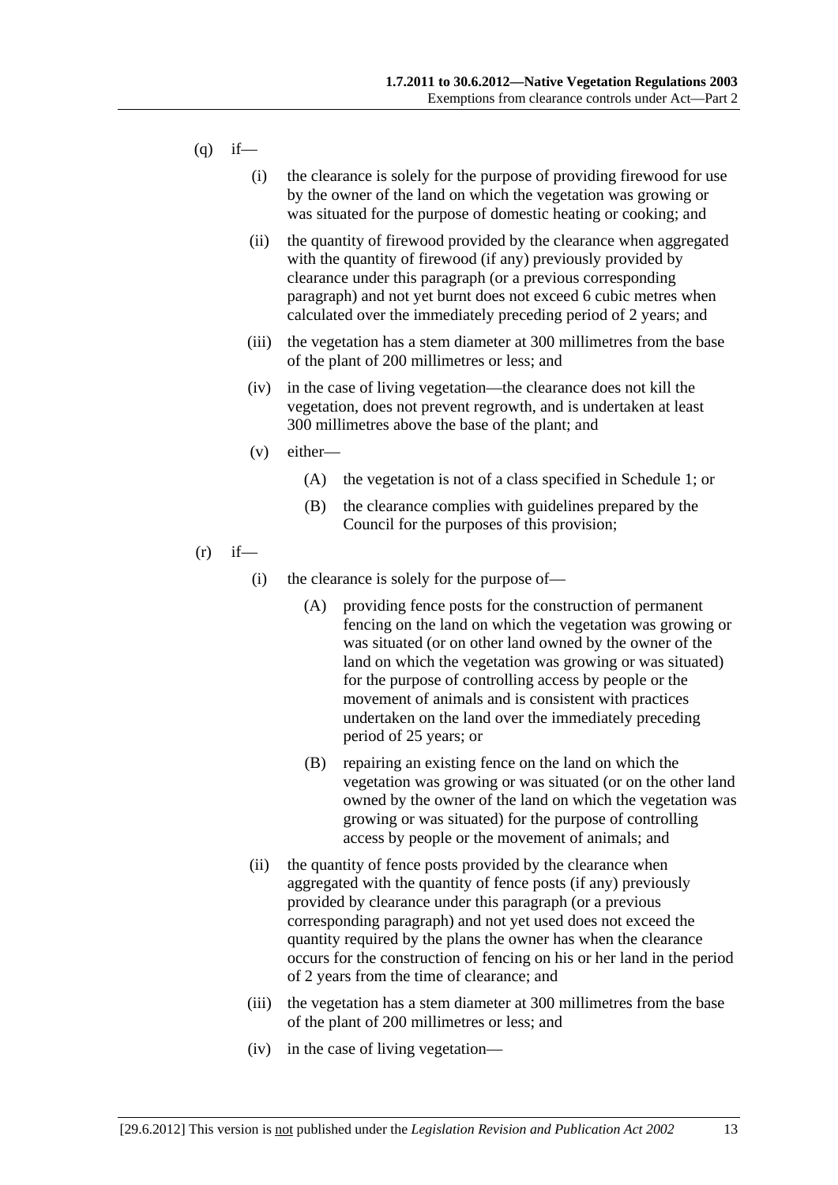(q) if—

(i) the clearance is solely for the purpose of providing firewood for use by the owner of the land on which the vegetation was growing or was situated for the purpose of domestic heating or cooking; and

(ii) the quantity of firewood provided by the clearance when aggregated with the quantity of firewood (if any) previously provided by clearance under this paragraph (or a previous corresponding paragraph) and not yet burnt does not exceed 6 cubic metres when calculated over the immediately preceding period of 2 years; and

(iii) the vegetation has a stem diameter at 300 millimetres from the base of the plant of 200 millimetres or less; and

(iv) in the case of living vegetation—the clearance does not kill the vegetation, does not prevent regrowth, and is undertaken at least 300 millimetres above the base of the plant; and

(v) either—

(A) the vegetation is not of a class specified in Schedule 1; or

(B) the clearance complies with guidelines prepared by the Council for the purposes of this provision;

(r) if—

(i) the clearance is solely for the purpose of—

(A) providing fence posts for the construction of permanent fencing on the land on which the vegetation was growing or was situated (or on other land owned by the owner of the land on which the vegetation was growing or was situated) for the purpose of controlling access by people or the movement of animals and is consistent with practices undertaken on the land over the immediately preceding period of 25 years; or

(B) repairing an existing fence on the land on which the vegetation was growing or was situated (or on the other land owned by the owner of the land on which the vegetation was growing or was situated) for the purpose of controlling access by people or the movement of animals; and

(ii) the quantity of fence posts provided by the clearance when aggregated with the quantity of fence posts (if any) previously provided by clearance under this paragraph (or a previous corresponding paragraph) and not yet used does not exceed the quantity required by the plans the owner has when the clearance occurs for the construction of fencing on his or her land in the period of 2 years from the time of clearance; and

(iii) the vegetation has a stem diameter at 300 millimetres from the base of the plant of 200 millimetres or less; and

(iv) in the case of living vegetation—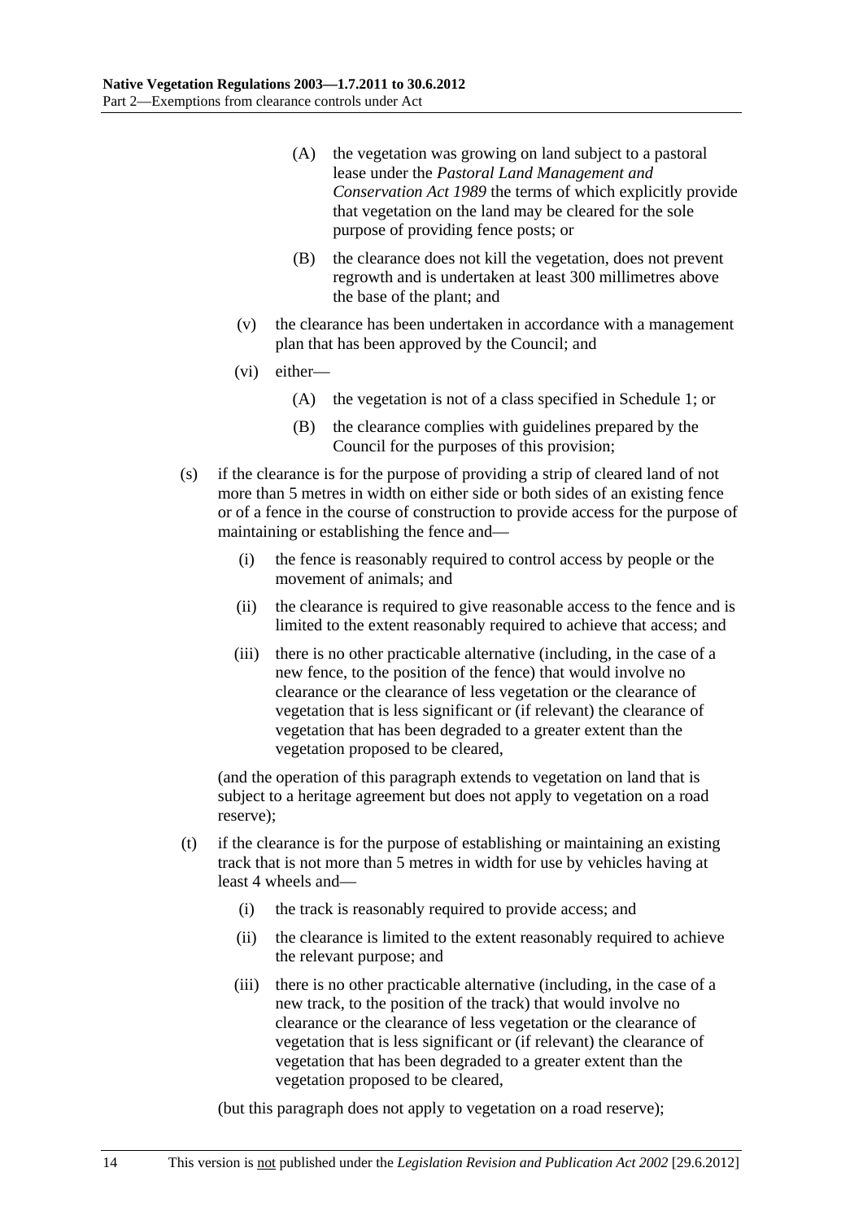(A) the vegetation was growing on land subject to a pastoral lease under the *Pastoral Land Management and Conservation Act 1989* the terms of which explicitly provide that vegetation on the land may be cleared for the sole purpose of providing fence posts; or

(B) the clearance does not kill the vegetation, does not prevent regrowth and is undertaken at least 300 millimetres above the base of the plant; and

(v) the clearance has been undertaken in accordance with a management plan that has been approved by the Council; and

(vi) either—

(A) the vegetation is not of a class specified in Schedule 1; or

(B) the clearance complies with guidelines prepared by the Council for the purposes of this provision;

(s) if the clearance is for the purpose of providing a strip of cleared land of not more than 5 metres in width on either side or both sides of an existing fence or of a fence in the course of construction to provide access for the purpose of maintaining or establishing the fence and—

(i) the fence is reasonably required to control access by people or the movement of animals; and

(ii) the clearance is required to give reasonable access to the fence and is limited to the extent reasonably required to achieve that access; and

(iii) there is no other practicable alternative (including, in the case of a new fence, to the position of the fence) that would involve no clearance or the clearance of less vegetation or the clearance of vegetation that is less significant or (if relevant) the clearance of vegetation that has been degraded to a greater extent than the vegetation proposed to be cleared,

(and the operation of this paragraph extends to vegetation on land that is subject to a heritage agreement but does not apply to vegetation on a road reserve);

(t) if the clearance is for the purpose of establishing or maintaining an existing track that is not more than 5 metres in width for use by vehicles having at least 4 wheels and—

(i) the track is reasonably required to provide access; and

(ii) the clearance is limited to the extent reasonably required to achieve the relevant purpose; and

(iii) there is no other practicable alternative (including, in the case of a new track, to the position of the track) that would involve no clearance or the clearance of less vegetation or the clearance of vegetation that is less significant or (if relevant) the clearance of vegetation that has been degraded to a greater extent than the vegetation proposed to be cleared,

(but this paragraph does not apply to vegetation on a road reserve);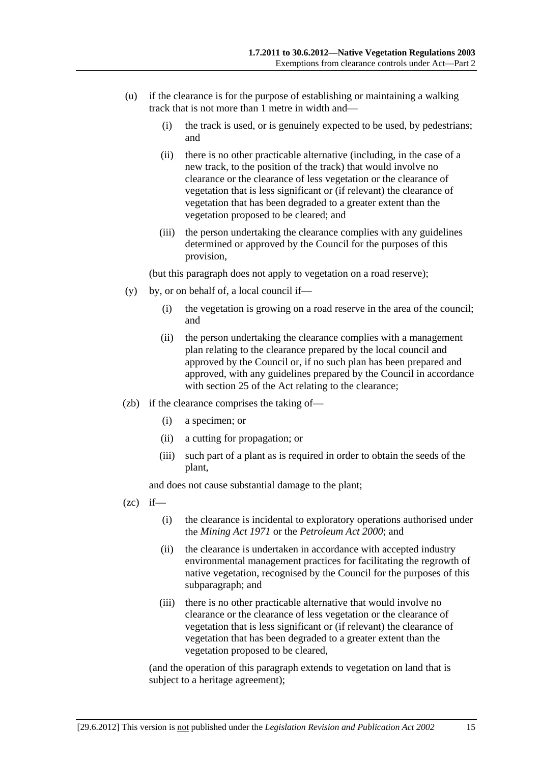(u) if the clearance is for the purpose of establishing or maintaining a walking track that is not more than 1 metre in width and—

(i) the track is used, or is genuinely expected to be used, by pedestrians; and

(ii) there is no other practicable alternative (including, in the case of a new track, to the position of the track) that would involve no clearance or the clearance of less vegetation or the clearance of vegetation that is less significant or (if relevant) the clearance of vegetation that has been degraded to a greater extent than the vegetation proposed to be cleared; and

(iii) the person undertaking the clearance complies with any guidelines determined or approved by the Council for the purposes of this provision,

(but this paragraph does not apply to vegetation on a road reserve);

(y) by, or on behalf of, a local council if—

(i) the vegetation is growing on a road reserve in the area of the council; and

(ii) the person undertaking the clearance complies with a management plan relating to the clearance prepared by the local council and approved by the Council or, if no such plan has been prepared and approved, with any guidelines prepared by the Council in accordance with section 25 of the Act relating to the clearance;

(zb) if the clearance comprises the taking of—

(i) a specimen; or

(ii) a cutting for propagation; or

(iii) such part of a plant as is required in order to obtain the seeds of the plant,

and does not cause substantial damage to the plant;

(zc) if—

(i) the clearance is incidental to exploratory operations authorised under the *Mining Act 1971* or the *Petroleum Act 2000*; and

(ii) the clearance is undertaken in accordance with accepted industry environmental management practices for facilitating the regrowth of native vegetation, recognised by the Council for the purposes of this subparagraph; and

(iii) there is no other practicable alternative that would involve no clearance or the clearance of less vegetation or the clearance of vegetation that is less significant or (if relevant) the clearance of vegetation that has been degraded to a greater extent than the vegetation proposed to be cleared,

(and the operation of this paragraph extends to vegetation on land that is subject to a heritage agreement);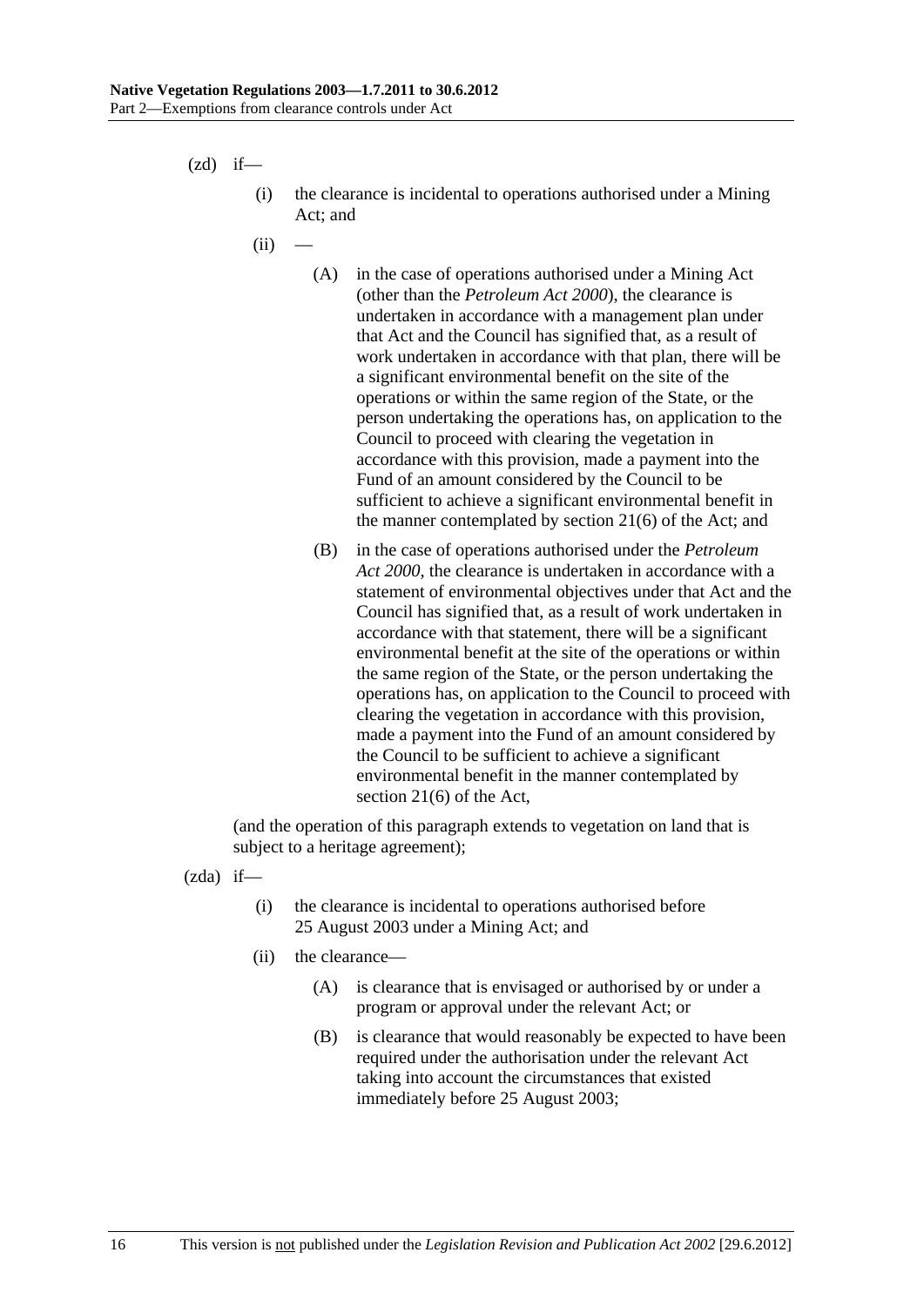(zd) if—

(i) the clearance is incidental to operations authorised under a Mining Act; and

(ii) —

(A) in the case of operations authorised under a Mining Act (other than the *Petroleum Act 2000*), the clearance is undertaken in accordance with a management plan under that Act and the Council has signified that, as a result of work undertaken in accordance with that plan, there will be a significant environmental benefit on the site of the operations or within the same region of the State, or the person undertaking the operations has, on application to the Council to proceed with clearing the vegetation in accordance with this provision, made a payment into the Fund of an amount considered by the Council to be sufficient to achieve a significant environmental benefit in the manner contemplated by section 21(6) of the Act; and

(B) in the case of operations authorised under the *Petroleum Act 2000*, the clearance is undertaken in accordance with a statement of environmental objectives under that Act and the Council has signified that, as a result of work undertaken in accordance with that statement, there will be a significant environmental benefit at the site of the operations or within the same region of the State, or the person undertaking the operations has, on application to the Council to proceed with clearing the vegetation in accordance with this provision, made a payment into the Fund of an amount considered by the Council to be sufficient to achieve a significant environmental benefit in the manner contemplated by section 21(6) of the Act,

(and the operation of this paragraph extends to vegetation on land that is subject to a heritage agreement);

(zda) if—

(i) the clearance is incidental to operations authorised before 25 August 2003 under a Mining Act; and

(ii) the clearance—

(A) is clearance that is envisaged or authorised by or under a program or approval under the relevant Act; or

(B) is clearance that would reasonably be expected to have been required under the authorisation under the relevant Act taking into account the circumstances that existed immediately before 25 August 2003;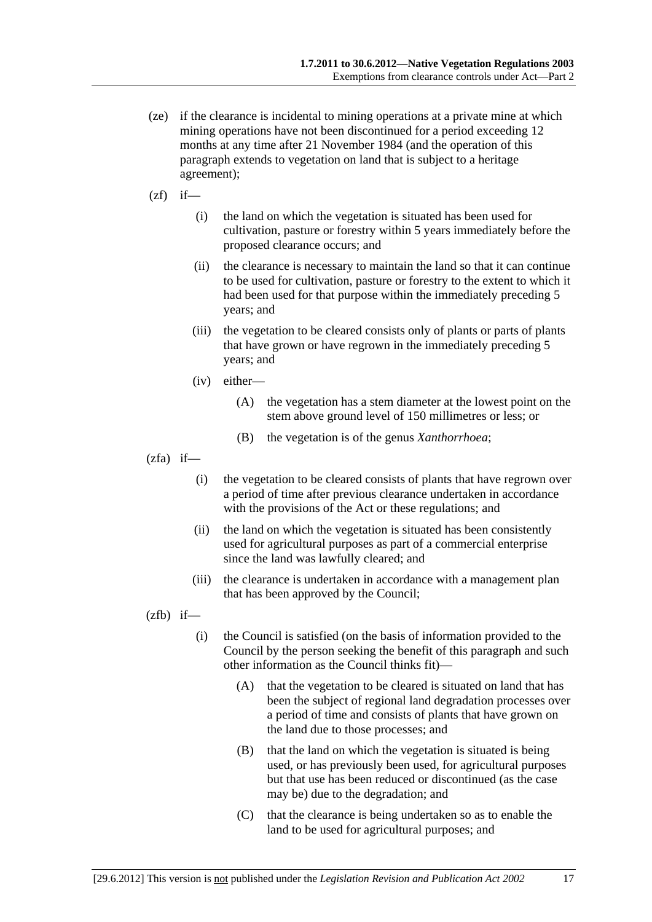(ze) if the clearance is incidental to mining operations at a private mine at which mining operations have not been discontinued for a period exceeding 12 months at any time after 21 November 1984 (and the operation of this paragraph extends to vegetation on land that is subject to a heritage agreement);

(zf) if—

(i) the land on which the vegetation is situated has been used for cultivation, pasture or forestry within 5 years immediately before the proposed clearance occurs; and

(ii) the clearance is necessary to maintain the land so that it can continue to be used for cultivation, pasture or forestry to the extent to which it had been used for that purpose within the immediately preceding 5 years; and

(iii) the vegetation to be cleared consists only of plants or parts of plants that have grown or have regrown in the immediately preceding 5 years; and

(iv) either—

(A) the vegetation has a stem diameter at the lowest point on the stem above ground level of 150 millimetres or less; or

(B) the vegetation is of the genus *Xanthorrhoea*;

(zfa) if—

(i) the vegetation to be cleared consists of plants that have regrown over a period of time after previous clearance undertaken in accordance with the provisions of the Act or these regulations; and

(ii) the land on which the vegetation is situated has been consistently used for agricultural purposes as part of a commercial enterprise since the land was lawfully cleared; and

(iii) the clearance is undertaken in accordance with a management plan that has been approved by the Council;

(zfb) if—

(i) the Council is satisfied (on the basis of information provided to the Council by the person seeking the benefit of this paragraph and such other information as the Council thinks fit)—

(A) that the vegetation to be cleared is situated on land that has been the subject of regional land degradation processes over a period of time and consists of plants that have grown on the land due to those processes; and

(B) that the land on which the vegetation is situated is being used, or has previously been used, for agricultural purposes but that use has been reduced or discontinued (as the case may be) due to the degradation; and

(C) that the clearance is being undertaken so as to enable the land to be used for agricultural purposes; and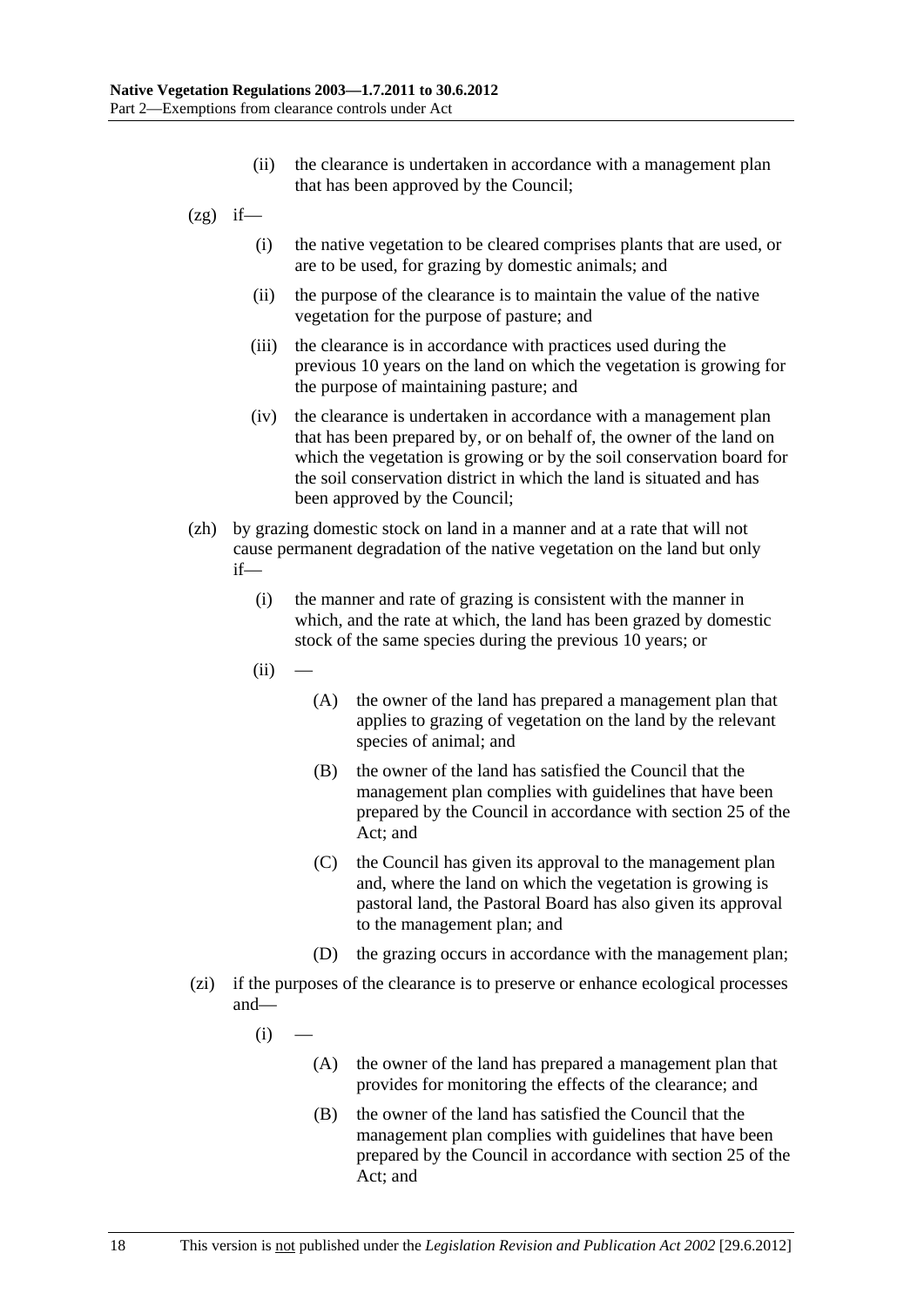(ii) the clearance is undertaken in accordance with a management plan that has been approved by the Council;

(zg) if—

(i) the native vegetation to be cleared comprises plants that are used, or are to be used, for grazing by domestic animals; and

(ii) the purpose of the clearance is to maintain the value of the native vegetation for the purpose of pasture; and

(iii) the clearance is in accordance with practices used during the previous 10 years on the land on which the vegetation is growing for the purpose of maintaining pasture; and

(iv) the clearance is undertaken in accordance with a management plan that has been prepared by, or on behalf of, the owner of the land on which the vegetation is growing or by the soil conservation board for the soil conservation district in which the land is situated and has been approved by the Council;

(zh) by grazing domestic stock on land in a manner and at a rate that will not cause permanent degradation of the native vegetation on the land but only if—

(i) the manner and rate of grazing is consistent with the manner in which, and the rate at which, the land has been grazed by domestic stock of the same species during the previous 10 years; or

(ii) —

(A) the owner of the land has prepared a management plan that applies to grazing of vegetation on the land by the relevant species of animal; and

(B) the owner of the land has satisfied the Council that the management plan complies with guidelines that have been prepared by the Council in accordance with section 25 of the Act; and

(C) the Council has given its approval to the management plan and, where the land on which the vegetation is growing is pastoral land, the Pastoral Board has also given its approval to the management plan; and

(D) the grazing occurs in accordance with the management plan;

(zi) if the purposes of the clearance is to preserve or enhance ecological processes and—

(i) —

(A) the owner of the land has prepared a management plan that provides for monitoring the effects of the clearance; and

(B) the owner of the land has satisfied the Council that the management plan complies with guidelines that have been prepared by the Council in accordance with section 25 of the Act; and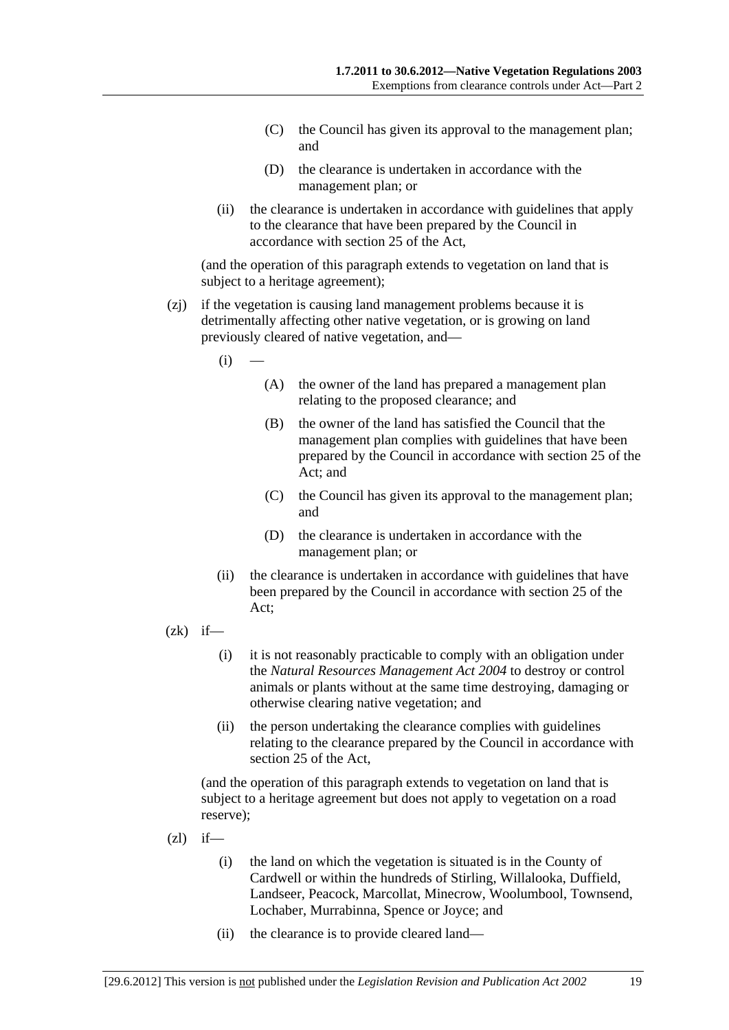(C) the Council has given its approval to the management plan; and

(D) the clearance is undertaken in accordance with the management plan; or

(ii) the clearance is undertaken in accordance with guidelines that apply to the clearance that have been prepared by the Council in accordance with section 25 of the Act,

(and the operation of this paragraph extends to vegetation on land that is subject to a heritage agreement);

(zj) if the vegetation is causing land management problems because it is detrimentally affecting other native vegetation, or is growing on land previously cleared of native vegetation, and—

(i) —

(A) the owner of the land has prepared a management plan relating to the proposed clearance; and

(B) the owner of the land has satisfied the Council that the management plan complies with guidelines that have been prepared by the Council in accordance with section 25 of the Act; and

(C) the Council has given its approval to the management plan; and

(D) the clearance is undertaken in accordance with the management plan; or

(ii) the clearance is undertaken in accordance with guidelines that have been prepared by the Council in accordance with section 25 of the Act;

(zk) if—

(i) it is not reasonably practicable to comply with an obligation under the *Natural Resources Management Act 2004* to destroy or control animals or plants without at the same time destroying, damaging or otherwise clearing native vegetation; and

(ii) the person undertaking the clearance complies with guidelines relating to the clearance prepared by the Council in accordance with section 25 of the Act,

(and the operation of this paragraph extends to vegetation on land that is subject to a heritage agreement but does not apply to vegetation on a road reserve);

(zl) if—

(i) the land on which the vegetation is situated is in the County of Cardwell or within the hundreds of Stirling, Willalooka, Duffield, Landseer, Peacock, Marcollat, Minecrow, Woolumbool, Townsend, Lochaber, Murrabinna, Spence or Joyce; and

(ii) the clearance is to provide cleared land—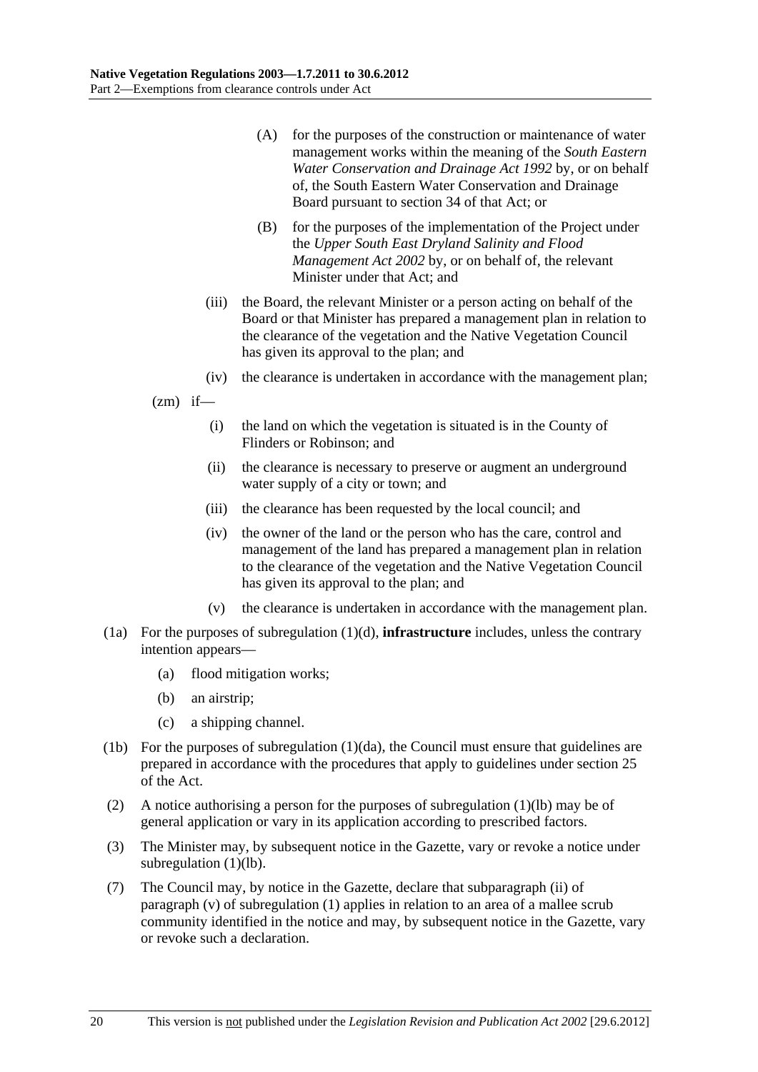(A) for the purposes of the construction or maintenance of water management works within the meaning of the *South Eastern Water Conservation and Drainage Act 1992* by, or on behalf of, the South Eastern Water Conservation and Drainage Board pursuant to section 34 of that Act; or

(B) for the purposes of the implementation of the Project under the *Upper South East Dryland Salinity and Flood Management Act 2002* by, or on behalf of, the relevant Minister under that Act; and

(iii) the Board, the relevant Minister or a person acting on behalf of the Board or that Minister has prepared a management plan in relation to the clearance of the vegetation and the Native Vegetation Council has given its approval to the plan; and

(iv) the clearance is undertaken in accordance with the management plan;

(zm) if—

(i) the land on which the vegetation is situated is in the County of Flinders or Robinson; and

(ii) the clearance is necessary to preserve or augment an underground water supply of a city or town; and

(iii) the clearance has been requested by the local council; and

(iv) the owner of the land or the person who has the care, control and management of the land has prepared a management plan in relation to the clearance of the vegetation and the Native Vegetation Council has given its approval to the plan; and

(v) the clearance is undertaken in accordance with the management plan.

(1a) For the purposes of subregulation (1)(d), **infrastructure** includes, unless the contrary intention appears—

(a) flood mitigation works;

(b) an airstrip;

(c) a shipping channel.

(1b) For the purposes of subregulation (1)(da), the Council must ensure that guidelines are prepared in accordance with the procedures that apply to guidelines under section 25 of the Act.

(2) A notice authorising a person for the purposes of subregulation (1)(lb) may be of general application or vary in its application according to prescribed factors.

(3) The Minister may, by subsequent notice in the Gazette, vary or revoke a notice under subregulation (1)(lb).

(7) The Council may, by notice in the Gazette, declare that subparagraph (ii) of paragraph (v) of subregulation (1) applies in relation to an area of a mallee scrub community identified in the notice and may, by subsequent notice in the Gazette, vary or revoke such a declaration.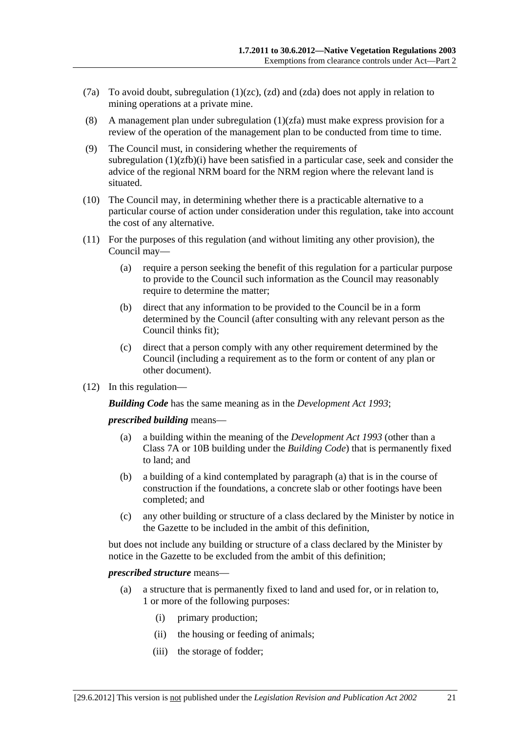(7a) To avoid doubt, subregulation (1)(zc), (zd) and (zda) does not apply in relation to mining operations at a private mine.

(8) A management plan under subregulation (1)(zfa) must make express provision for a review of the operation of the management plan to be conducted from time to time.

(9) The Council must, in considering whether the requirements of subregulation (1)(zfb)(i) have been satisfied in a particular case, seek and consider the advice of the regional NRM board for the NRM region where the relevant land is situated.

(10) The Council may, in determining whether there is a practicable alternative to a particular course of action under consideration under this regulation, take into account the cost of any alternative.

(11) For the purposes of this regulation (and without limiting any other provision), the Council may—

(a) require a person seeking the benefit of this regulation for a particular purpose to provide to the Council such information as the Council may reasonably require to determine the matter;

(b) direct that any information to be provided to the Council be in a form determined by the Council (after consulting with any relevant person as the Council thinks fit);

(c) direct that a person comply with any other requirement determined by the Council (including a requirement as to the form or content of any plan or other document).

(12) In this regulation—

***Building Code*** has the same meaning as in the *Development Act 1993*;

***prescribed building*** means—

(a) a building within the meaning of the *Development Act 1993* (other than a Class 7A or 10B building under the *Building Code*) that is permanently fixed to land; and

(b) a building of a kind contemplated by paragraph (a) that is in the course of construction if the foundations, a concrete slab or other footings have been completed; and

(c) any other building or structure of a class declared by the Minister by notice in the Gazette to be included in the ambit of this definition,

but does not include any building or structure of a class declared by the Minister by notice in the Gazette to be excluded from the ambit of this definition;

***prescribed structure*** means—

(a) a structure that is permanently fixed to land and used for, or in relation to, 1 or more of the following purposes:

(i) primary production;

(ii) the housing or feeding of animals;

(iii) the storage of fodder;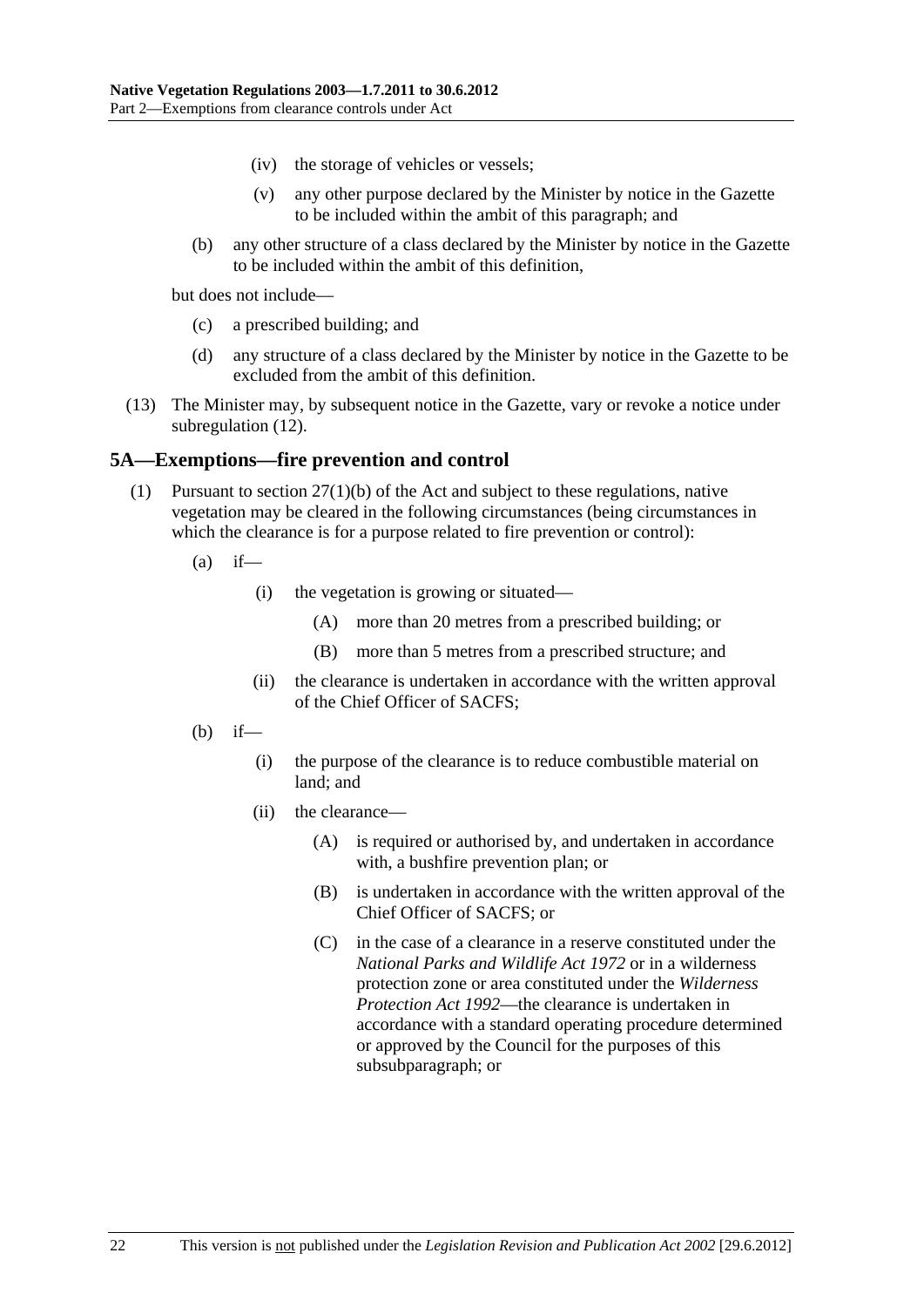(iv) the storage of vehicles or vessels;

(v) any other purpose declared by the Minister by notice in the Gazette to be included within the ambit of this paragraph; and

(b) any other structure of a class declared by the Minister by notice in the Gazette to be included within the ambit of this definition,

but does not include—

(c) a prescribed building; and

(d) any structure of a class declared by the Minister by notice in the Gazette to be excluded from the ambit of this definition.

(13) The Minister may, by subsequent notice in the Gazette, vary or revoke a notice under subregulation (12).

## 5A—Exemptions—fire prevention and control

(1) Pursuant to section 27(1)(b) of the Act and subject to these regulations, native vegetation may be cleared in the following circumstances (being circumstances in which the clearance is for a purpose related to fire prevention or control):

(a) if—

(i) the vegetation is growing or situated—

(A) more than 20 metres from a prescribed building; or

(B) more than 5 metres from a prescribed structure; and

(ii) the clearance is undertaken in accordance with the written approval of the Chief Officer of SACFS;

(b) if—

(i) the purpose of the clearance is to reduce combustible material on land; and

(ii) the clearance—

(A) is required or authorised by, and undertaken in accordance with, a bushfire prevention plan; or

(B) is undertaken in accordance with the written approval of the Chief Officer of SACFS; or

(C) in the case of a clearance in a reserve constituted under the *National Parks and Wildlife Act 1972* or in a wilderness protection zone or area constituted under the *Wilderness Protection Act 1992*—the clearance is undertaken in accordance with a standard operating procedure determined or approved by the Council for the purposes of this subsubparagraph; or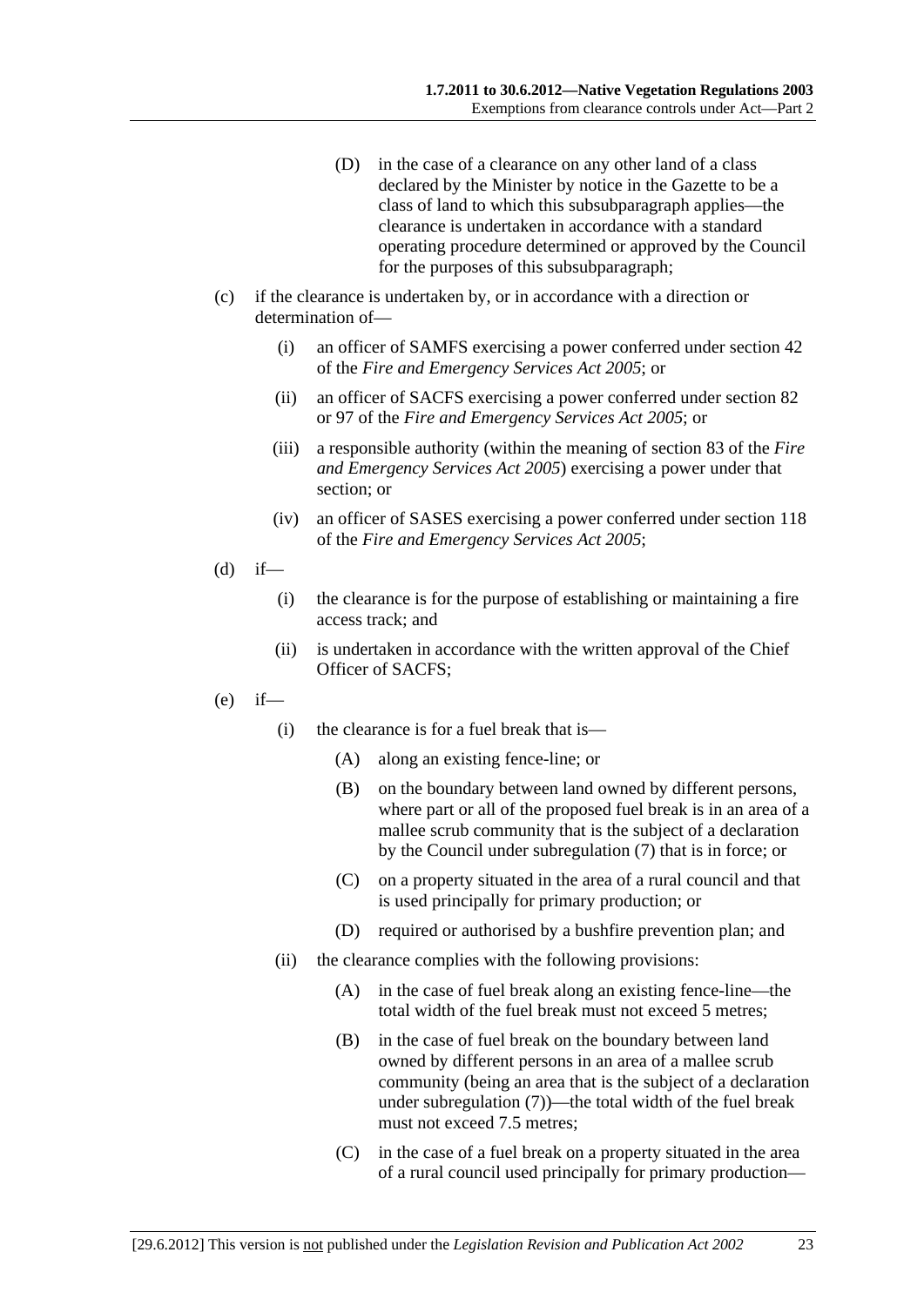(D) in the case of a clearance on any other land of a class declared by the Minister by notice in the Gazette to be a class of land to which this subsubparagraph applies—the clearance is undertaken in accordance with a standard operating procedure determined or approved by the Council for the purposes of this subsubparagraph;

(c) if the clearance is undertaken by, or in accordance with a direction or determination of—

(i) an officer of SAMFS exercising a power conferred under section 42 of the *Fire and Emergency Services Act 2005*; or

(ii) an officer of SACFS exercising a power conferred under section 82 or 97 of the *Fire and Emergency Services Act 2005*; or

(iii) a responsible authority (within the meaning of section 83 of the *Fire and Emergency Services Act 2005*) exercising a power under that section; or

(iv) an officer of SASES exercising a power conferred under section 118 of the *Fire and Emergency Services Act 2005*;

(d) if—

(i) the clearance is for the purpose of establishing or maintaining a fire access track; and

(ii) is undertaken in accordance with the written approval of the Chief Officer of SACFS;

(e) if—

(i) the clearance is for a fuel break that is—

(A) along an existing fence-line; or

(B) on the boundary between land owned by different persons, where part or all of the proposed fuel break is in an area of a mallee scrub community that is the subject of a declaration by the Council under subregulation (7) that is in force; or

(C) on a property situated in the area of a rural council and that is used principally for primary production; or

(D) required or authorised by a bushfire prevention plan; and

(ii) the clearance complies with the following provisions:

(A) in the case of fuel break along an existing fence-line—the total width of the fuel break must not exceed 5 metres;

(B) in the case of fuel break on the boundary between land owned by different persons in an area of a mallee scrub community (being an area that is the subject of a declaration under subregulation (7))—the total width of the fuel break must not exceed 7.5 metres;

(C) in the case of a fuel break on a property situated in the area of a rural council used principally for primary production—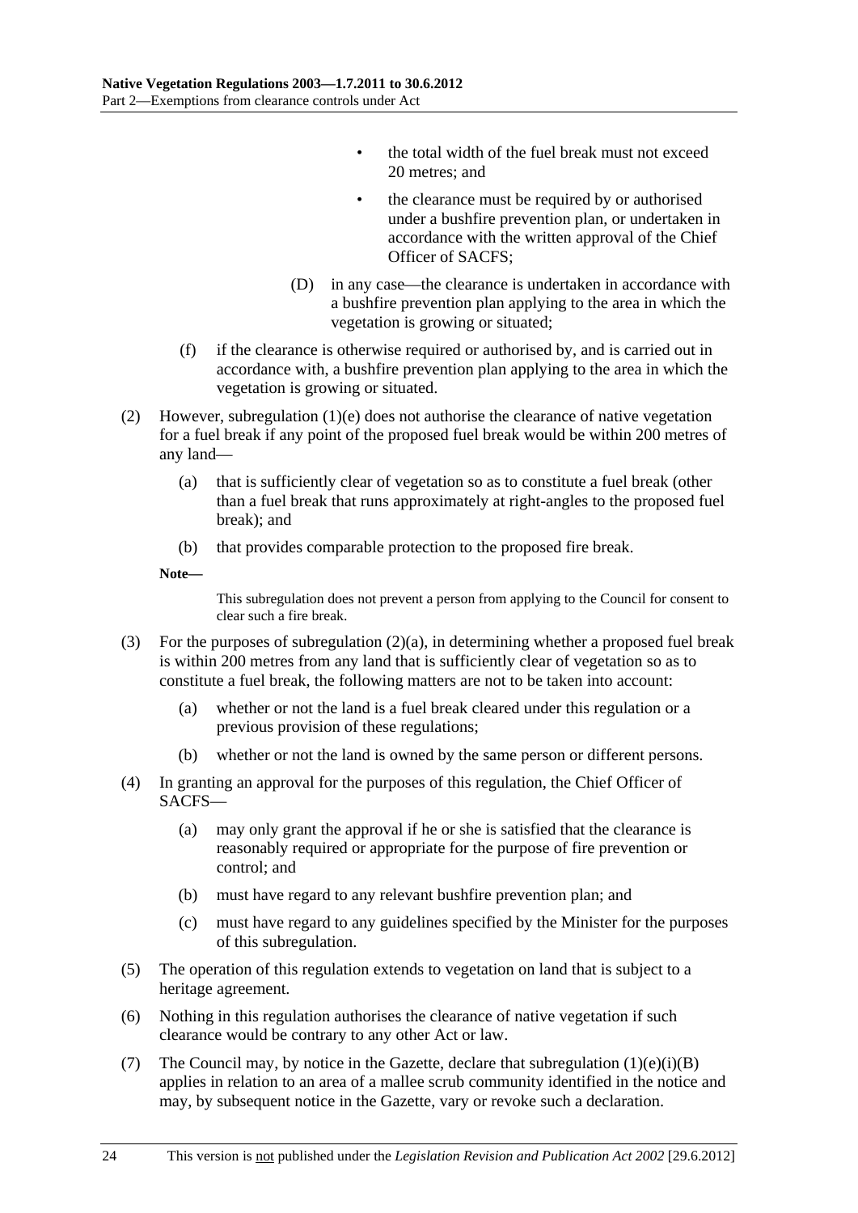- the total width of the fuel break must not exceed 20 metres; and
- the clearance must be required by or authorised under a bushfire prevention plan, or undertaken in accordance with the written approval of the Chief Officer of SACFS;

(D) in any case—the clearance is undertaken in accordance with a bushfire prevention plan applying to the area in which the vegetation is growing or situated;

(f) if the clearance is otherwise required or authorised by, and is carried out in accordance with, a bushfire prevention plan applying to the area in which the vegetation is growing or situated.

(2) However, subregulation (1)(e) does not authorise the clearance of native vegetation for a fuel break if any point of the proposed fuel break would be within 200 metres of any land—

(a) that is sufficiently clear of vegetation so as to constitute a fuel break (other than a fuel break that runs approximately at right-angles to the proposed fuel break); and

(b) that provides comparable protection to the proposed fire break.

**Note—**

This subregulation does not prevent a person from applying to the Council for consent to clear such a fire break.

(3) For the purposes of subregulation (2)(a), in determining whether a proposed fuel break is within 200 metres from any land that is sufficiently clear of vegetation so as to constitute a fuel break, the following matters are not to be taken into account:

(a) whether or not the land is a fuel break cleared under this regulation or a previous provision of these regulations;

(b) whether or not the land is owned by the same person or different persons.

(4) In granting an approval for the purposes of this regulation, the Chief Officer of SACFS—

(a) may only grant the approval if he or she is satisfied that the clearance is reasonably required or appropriate for the purpose of fire prevention or control; and

(b) must have regard to any relevant bushfire prevention plan; and

(c) must have regard to any guidelines specified by the Minister for the purposes of this subregulation.

(5) The operation of this regulation extends to vegetation on land that is subject to a heritage agreement.

(6) Nothing in this regulation authorises the clearance of native vegetation if such clearance would be contrary to any other Act or law.

(7) The Council may, by notice in the Gazette, declare that subregulation (1)(e)(i)(B) applies in relation to an area of a mallee scrub community identified in the notice and may, by subsequent notice in the Gazette, vary or revoke such a declaration.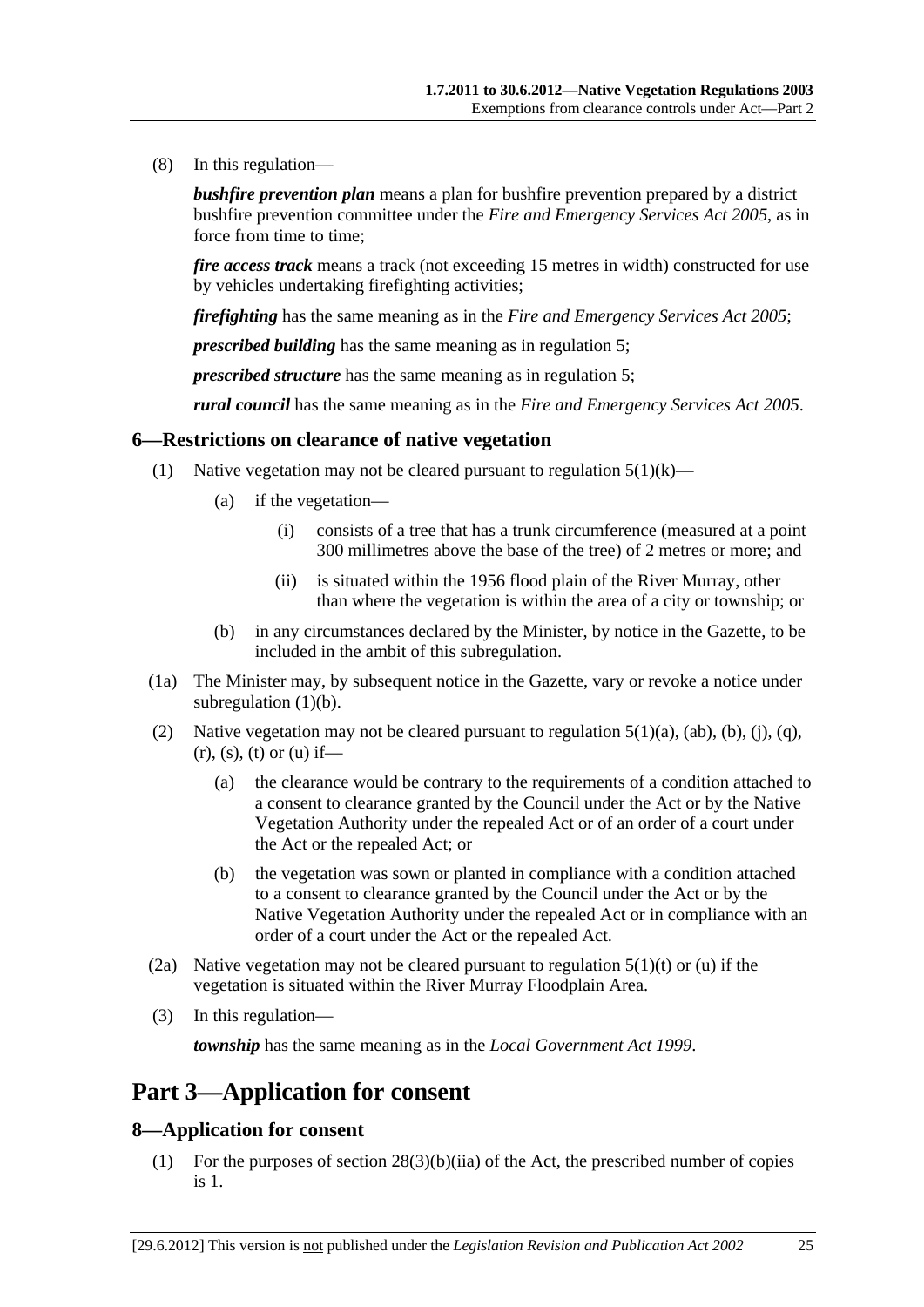(8) In this regulation—

***bushfire prevention plan*** means a plan for bushfire prevention prepared by a district bushfire prevention committee under the *Fire and Emergency Services Act 2005*, as in force from time to time;

***fire access track*** means a track (not exceeding 15 metres in width) constructed for use by vehicles undertaking firefighting activities;

***firefighting*** has the same meaning as in the *Fire and Emergency Services Act 2005*;

***prescribed building*** has the same meaning as in regulation 5;

***prescribed structure*** has the same meaning as in regulation 5;

***rural council*** has the same meaning as in the *Fire and Emergency Services Act 2005*.

### 6—Restrictions on clearance of native vegetation

(1) Native vegetation may not be cleared pursuant to regulation 5(1)(k)—

(a) if the vegetation—

(i) consists of a tree that has a trunk circumference (measured at a point 300 millimetres above the base of the tree) of 2 metres or more; and

(ii) is situated within the 1956 flood plain of the River Murray, other than where the vegetation is within the area of a city or township; or

(b) in any circumstances declared by the Minister, by notice in the Gazette, to be included in the ambit of this subregulation.

(1a) The Minister may, by subsequent notice in the Gazette, vary or revoke a notice under subregulation (1)(b).

(2) Native vegetation may not be cleared pursuant to regulation 5(1)(a), (ab), (b), (j), (q), (r), (s), (t) or (u) if—

(a) the clearance would be contrary to the requirements of a condition attached to a consent to clearance granted by the Council under the Act or by the Native Vegetation Authority under the repealed Act or of an order of a court under the Act or the repealed Act; or

(b) the vegetation was sown or planted in compliance with a condition attached to a consent to clearance granted by the Council under the Act or by the Native Vegetation Authority under the repealed Act or in compliance with an order of a court under the Act or the repealed Act.

(2a) Native vegetation may not be cleared pursuant to regulation 5(1)(t) or (u) if the vegetation is situated within the River Murray Floodplain Area.

(3) In this regulation—

***township*** has the same meaning as in the *Local Government Act 1999*.

## Part 3—Application for consent

### 8—Application for consent

(1) For the purposes of section 28(3)(b)(iia) of the Act, the prescribed number of copies is 1.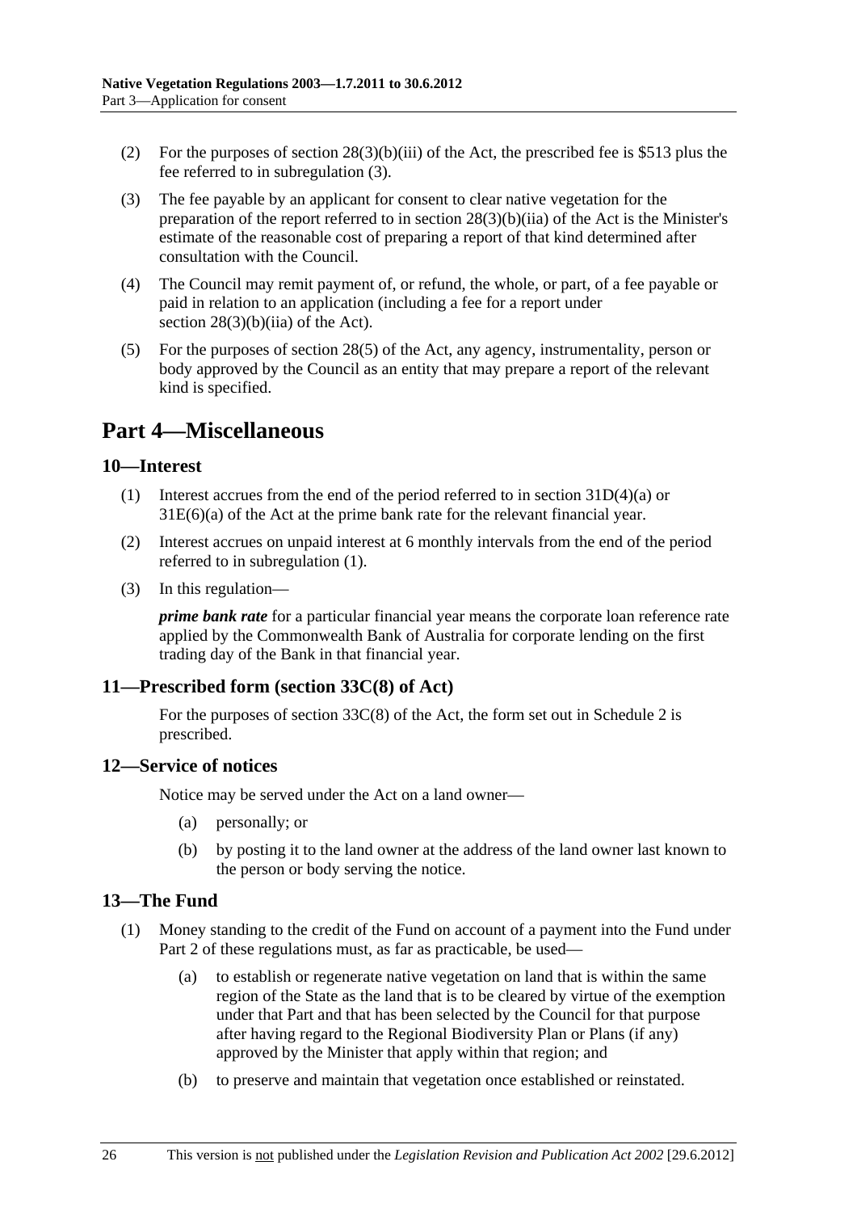(2) For the purposes of section 28(3)(b)(iii) of the Act, the prescribed fee is $513 plus the fee referred to in subregulation (3).

(3) The fee payable by an applicant for consent to clear native vegetation for the preparation of the report referred to in section 28(3)(b)(iia) of the Act is the Minister's estimate of the reasonable cost of preparing a report of that kind determined after consultation with the Council.

(4) The Council may remit payment of, or refund, the whole, or part, of a fee payable or paid in relation to an application (including a fee for a report under section 28(3)(b)(iia) of the Act).

(5) For the purposes of section 28(5) of the Act, any agency, instrumentality, person or body approved by the Council as an entity that may prepare a report of the relevant kind is specified.

# Part 4—Miscellaneous

## 10—Interest

(1) Interest accrues from the end of the period referred to in section 31D(4)(a) or 31E(6)(a) of the Act at the prime bank rate for the relevant financial year.

(2) Interest accrues on unpaid interest at 6 monthly intervals from the end of the period referred to in subregulation (1).

(3) In this regulation—

***prime bank rate*** for a particular financial year means the corporate loan reference rate applied by the Commonwealth Bank of Australia for corporate lending on the first trading day of the Bank in that financial year.

## 11—Prescribed form (section 33C(8) of Act)

For the purposes of section 33C(8) of the Act, the form set out in Schedule 2 is prescribed.

## 12—Service of notices

Notice may be served under the Act on a land owner—

(a) personally; or

(b) by posting it to the land owner at the address of the land owner last known to the person or body serving the notice.

## 13—The Fund

(1) Money standing to the credit of the Fund on account of a payment into the Fund under Part 2 of these regulations must, as far as practicable, be used—

(a) to establish or regenerate native vegetation on land that is within the same region of the State as the land that is to be cleared by virtue of the exemption under that Part and that has been selected by the Council for that purpose after having regard to the Regional Biodiversity Plan or Plans (if any) approved by the Minister that apply within that region; and

(b) to preserve and maintain that vegetation once established or reinstated.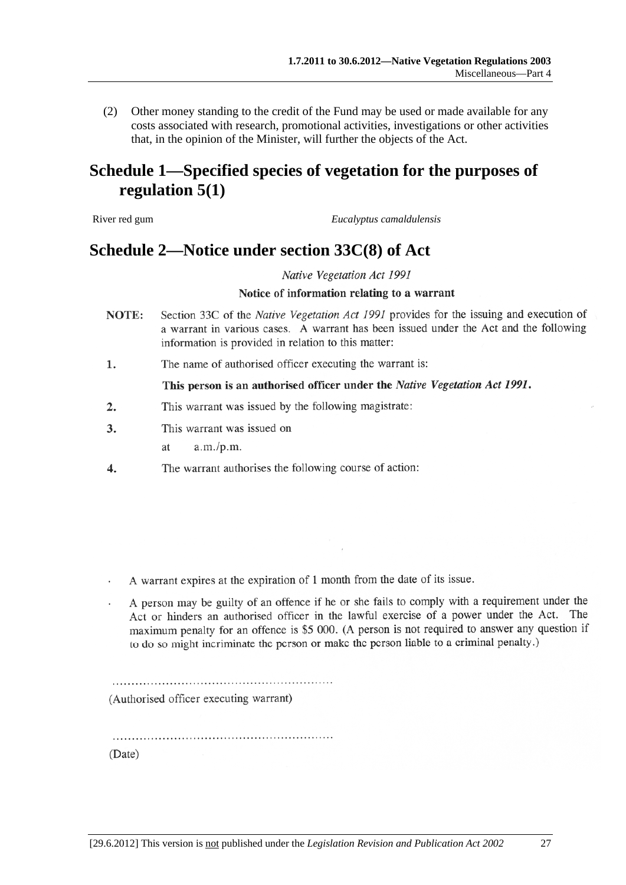(2) Other money standing to the credit of the Fund may be used or made available for any costs associated with research, promotional activities, investigations or other activities that, in the opinion of the Minister, will further the objects of the Act.

# Schedule 1—Specified species of vegetation for the purposes of regulation 5(1)

River red gum *Eucalyptus camaldulensis*

# Schedule 2—Notice under section 33C(8) of Act

*Native Vegetation Act 1991*

**Notice of information relating to a warrant**

**NOTE:** Section 33C of the *Native Vegetation Act 1991* provides for the issuing and execution of a warrant in various cases. A warrant has been issued under the Act and the following information is provided in relation to this matter:

**1.** The name of authorised officer executing the warrant is:

**This person is an authorised officer under the *Native Vegetation Act 1991*.**

**2.** This warrant was issued by the following magistrate:

**3.** This warrant was issued on

at a.m./p.m.

**4.** The warrant authorises the following course of action:

- A warrant expires at the expiration of 1 month from the date of its issue.
- A person may be guilty of an offence if he or she fails to comply with a requirement under the Act or hinders an authorised officer in the lawful exercise of a power under the Act. The maximum penalty for an offence is $5 000. (A person is not required to answer any question if to do so might incriminate the person or make the person liable to a criminal penalty.)

........................................................
(Authorised officer executing warrant)

........................................................
(Date)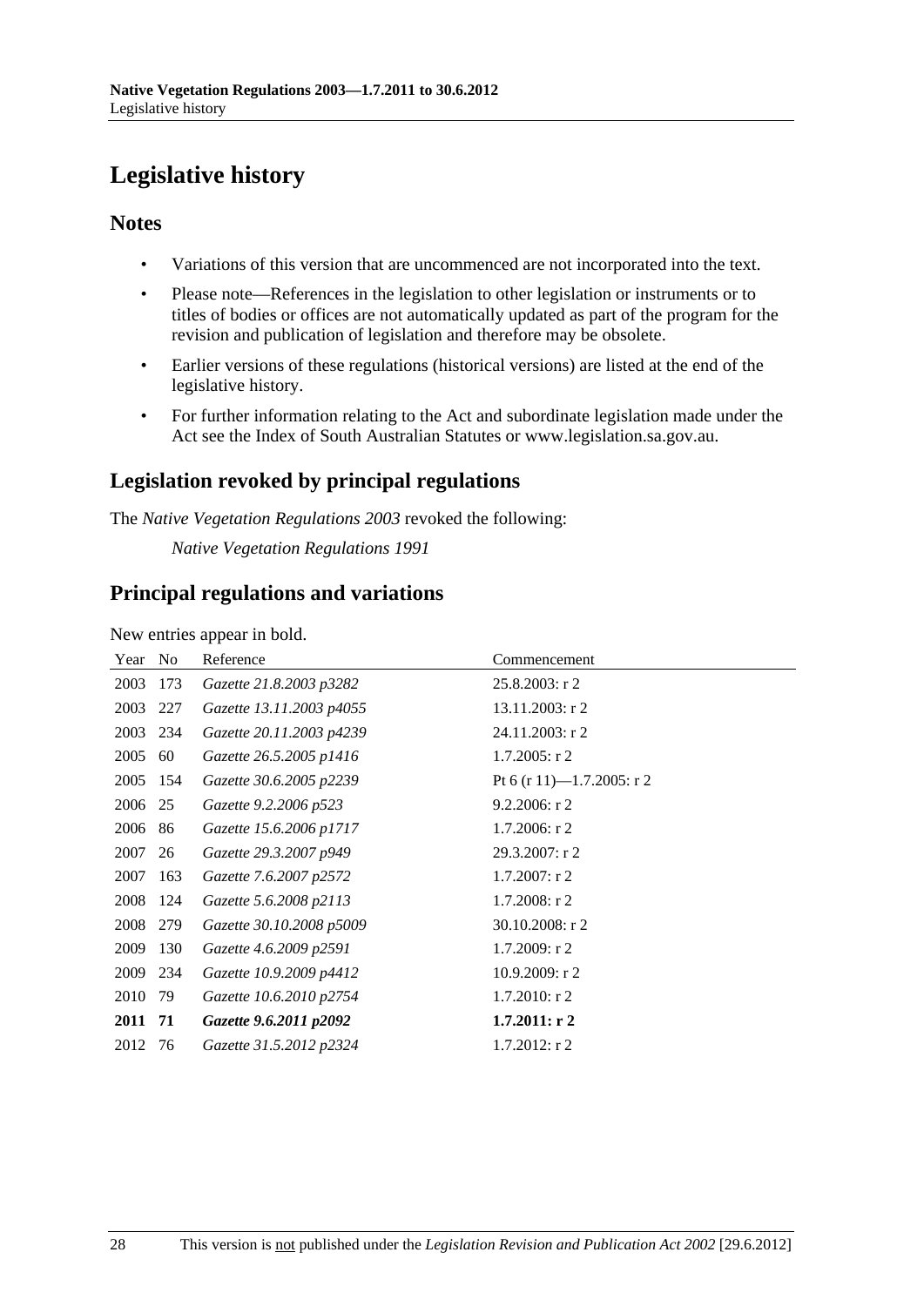# Legislative history

## Notes

- Variations of this version that are uncommenced are not incorporated into the text.
- Please note—References in the legislation to other legislation or instruments or to titles of bodies or offices are not automatically updated as part of the program for the revision and publication of legislation and therefore may be obsolete.
- Earlier versions of these regulations (historical versions) are listed at the end of the legislative history.
- For further information relating to the Act and subordinate legislation made under the Act see the Index of South Australian Statutes or www.legislation.sa.gov.au.

## Legislation revoked by principal regulations

The *Native Vegetation Regulations 2003* revoked the following:

*Native Vegetation Regulations 1991*

## Principal regulations and variations

New entries appear in bold.

| Year | No | Reference | Commencement |
|---|---|---|---|
| 2003 | 173 | *Gazette 21.8.2003 p3282* | 25.8.2003: r 2 |
| 2003 | 227 | *Gazette 13.11.2003 p4055* | 13.11.2003: r 2 |
| 2003 | 234 | *Gazette 20.11.2003 p4239* | 24.11.2003: r 2 |
| 2005 | 60 | *Gazette 26.5.2005 p1416* | 1.7.2005: r 2 |
| 2005 | 154 | *Gazette 30.6.2005 p2239* | Pt 6 (r 11)—1.7.2005: r 2 |
| 2006 | 25 | *Gazette 9.2.2006 p523* | 9.2.2006: r 2 |
| 2006 | 86 | *Gazette 15.6.2006 p1717* | 1.7.2006: r 2 |
| 2007 | 26 | *Gazette 29.3.2007 p949* | 29.3.2007: r 2 |
| 2007 | 163 | *Gazette 7.6.2007 p2572* | 1.7.2007: r 2 |
| 2008 | 124 | *Gazette 5.6.2008 p2113* | 1.7.2008: r 2 |
| 2008 | 279 | *Gazette 30.10.2008 p5009* | 30.10.2008: r 2 |
| 2009 | 130 | *Gazette 4.6.2009 p2591* | 1.7.2009: r 2 |
| 2009 | 234 | *Gazette 10.9.2009 p4412* | 10.9.2009: r 2 |
| 2010 | 79 | *Gazette 10.6.2010 p2754* | 1.7.2010: r 2 |
| **2011** | **71** | ***Gazette 9.6.2011 p2092*** | **1.7.2011: r 2** |
| 2012 | 76 | *Gazette 31.5.2012 p2324* | 1.7.2012: r 2 |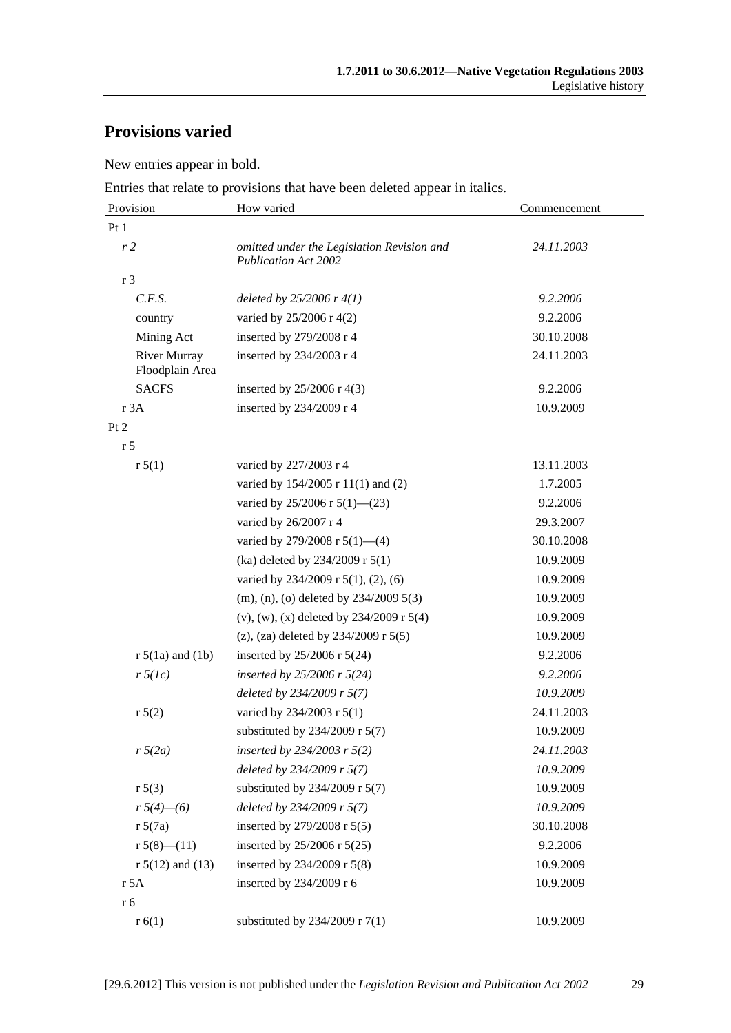## Provisions varied

New entries appear in bold.

Entries that relate to provisions that have been deleted appear in italics.

| Provision | How varied | Commencement |
|---|---|---|
| Pt 1 | | |
| *r 2* | *omitted under the Legislation Revision and Publication Act 2002* | *24.11.2003* |
| r 3 | | |
| *C.F.S.* | *deleted by 25/2006 r 4(1)* | *9.2.2006* |
| country | varied by 25/2006 r 4(2) | 9.2.2006 |
| Mining Act | inserted by 279/2008 r 4 | 30.10.2008 |
| River Murray Floodplain Area | inserted by 234/2003 r 4 | 24.11.2003 |
| SACFS | inserted by 25/2006 r 4(3) | 9.2.2006 |
| r 3A | inserted by 234/2009 r 4 | 10.9.2009 |
| Pt 2 | | |
| r 5 | | |
| r 5(1) | varied by 227/2003 r 4 | 13.11.2003 |
| | varied by 154/2005 r 11(1) and (2) | 1.7.2005 |
| | varied by 25/2006 r 5(1)—(23) | 9.2.2006 |
| | varied by 26/2007 r 4 | 29.3.2007 |
| | varied by 279/2008 r 5(1)—(4) | 30.10.2008 |
| | (ka) deleted by 234/2009 r 5(1) | 10.9.2009 |
| | varied by 234/2009 r 5(1), (2), (6) | 10.9.2009 |
| | (m), (n), (o) deleted by 234/2009 5(3) | 10.9.2009 |
| | (v), (w), (x) deleted by 234/2009 r 5(4) | 10.9.2009 |
| | (z), (za) deleted by 234/2009 r 5(5) | 10.9.2009 |
| r 5(1a) and (1b) | inserted by 25/2006 r 5(24) | 9.2.2006 |
| *r 5(1c)* | *inserted by 25/2006 r 5(24)* | *9.2.2006* |
| | *deleted by 234/2009 r 5(7)* | *10.9.2009* |
| r 5(2) | varied by 234/2003 r 5(1) | 24.11.2003 |
| | substituted by 234/2009 r 5(7) | 10.9.2009 |
| *r 5(2a)* | *inserted by 234/2003 r 5(2)* | *24.11.2003* |
| | *deleted by 234/2009 r 5(7)* | *10.9.2009* |
| r 5(3) | substituted by 234/2009 r 5(7) | 10.9.2009 |
| *r 5(4)—(6)* | *deleted by 234/2009 r 5(7)* | *10.9.2009* |
| r 5(7a) | inserted by 279/2008 r 5(5) | 30.10.2008 |
| r 5(8)—(11) | inserted by 25/2006 r 5(25) | 9.2.2006 |
| r 5(12) and (13) | inserted by 234/2009 r 5(8) | 10.9.2009 |
| r 5A | inserted by 234/2009 r 6 | 10.9.2009 |
| r 6 | | |
| r 6(1) | substituted by 234/2009 r 7(1) | 10.9.2009 |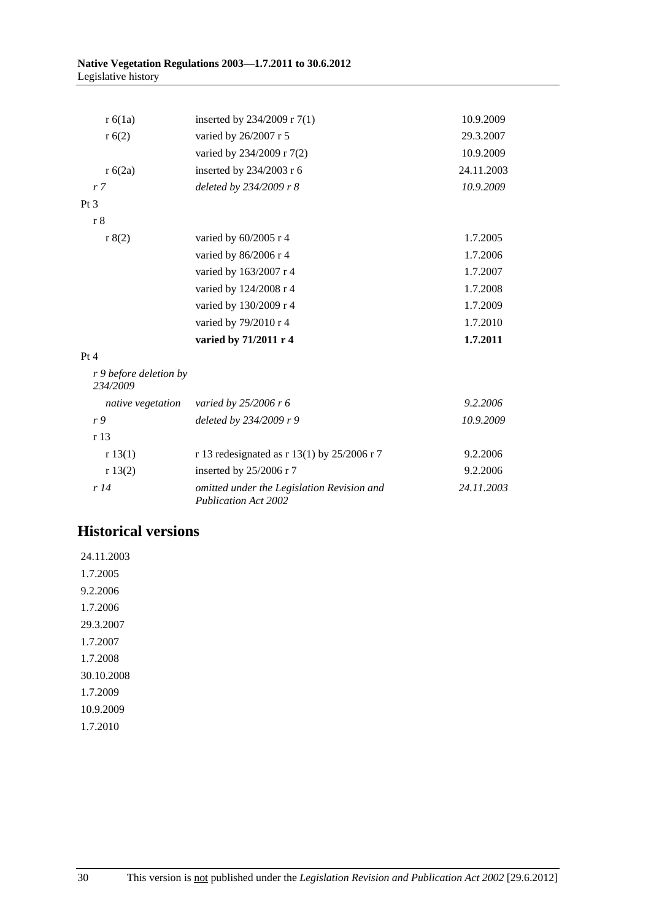| | | |
|---|---|---|
| r 6(1a) | inserted by 234/2009 r 7(1) | 10.9.2009 |
| r 6(2) | varied by 26/2007 r 5 | 29.3.2007 |
| | varied by 234/2009 r 7(2) | 10.9.2009 |
| r 6(2a) | inserted by 234/2003 r 6 | 24.11.2003 |
| *r 7* | *deleted by 234/2009 r 8* | *10.9.2009* |
| Pt 3 | | |
| r 8 | | |
| r 8(2) | varied by 60/2005 r 4 | 1.7.2005 |
| | varied by 86/2006 r 4 | 1.7.2006 |
| | varied by 163/2007 r 4 | 1.7.2007 |
| | varied by 124/2008 r 4 | 1.7.2008 |
| | varied by 130/2009 r 4 | 1.7.2009 |
| | varied by 79/2010 r 4 | 1.7.2010 |
| | **varied by 71/2011 r 4** | **1.7.2011** |
| Pt 4 | | |
| *r 9 before deletion by 234/2009* | | |
| *native vegetation* | *varied by 25/2006 r 6* | *9.2.2006* |
| *r 9* | *deleted by 234/2009 r 9* | *10.9.2009* |
| r 13 | | |
| r 13(1) | r 13 redesignated as r 13(1) by 25/2006 r 7 | 9.2.2006 |
| r 13(2) | inserted by 25/2006 r 7 | 9.2.2006 |
| *r 14* | *omitted under the Legislation Revision and Publication Act 2002* | *24.11.2003* |

## Historical versions

24.11.2003
1.7.2005
9.2.2006
1.7.2006
29.3.2007
1.7.2007
1.7.2008
30.10.2008
1.7.2009
10.9.2009
1.7.2010